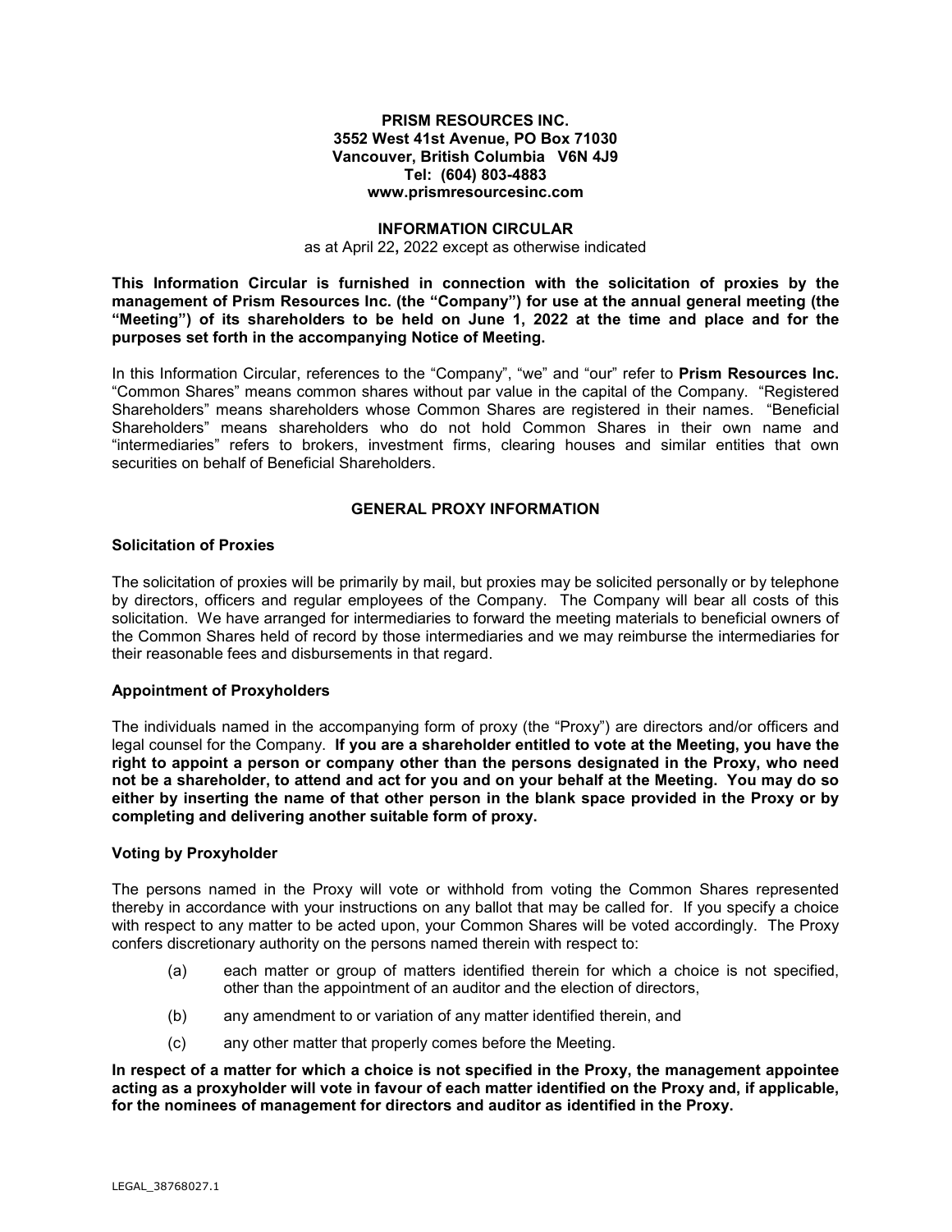**PRISM RESOURCES INC.**
**3552 West 41st Avenue, PO Box 71030**
**Vancouver, British Columbia V6N 4J9**
**Tel: (604) 803-4883**
**www.prismresourcesinc.com**

# INFORMATION CIRCULAR

as at April 22**,** 2022 except as otherwise indicated

**This Information Circular is furnished in connection with the solicitation of proxies by the management of Prism Resources Inc. (the "Company") for use at the annual general meeting (the "Meeting") of its shareholders to be held on June 1, 2022 at the time and place and for the purposes set forth in the accompanying Notice of Meeting.**

In this Information Circular, references to the "Company", "we" and "our" refer to **Prism Resources Inc.** "Common Shares" means common shares without par value in the capital of the Company. "Registered Shareholders" means shareholders whose Common Shares are registered in their names. "Beneficial Shareholders" means shareholders who do not hold Common Shares in their own name and "intermediaries" refers to brokers, investment firms, clearing houses and similar entities that own securities on behalf of Beneficial Shareholders.

## GENERAL PROXY INFORMATION

### Solicitation of Proxies

The solicitation of proxies will be primarily by mail, but proxies may be solicited personally or by telephone by directors, officers and regular employees of the Company. The Company will bear all costs of this solicitation. We have arranged for intermediaries to forward the meeting materials to beneficial owners of the Common Shares held of record by those intermediaries and we may reimburse the intermediaries for their reasonable fees and disbursements in that regard.

### Appointment of Proxyholders

The individuals named in the accompanying form of proxy (the "Proxy") are directors and/or officers and legal counsel for the Company. **If you are a shareholder entitled to vote at the Meeting, you have the right to appoint a person or company other than the persons designated in the Proxy, who need not be a shareholder, to attend and act for you and on your behalf at the Meeting. You may do so either by inserting the name of that other person in the blank space provided in the Proxy or by completing and delivering another suitable form of proxy.**

### Voting by Proxyholder

The persons named in the Proxy will vote or withhold from voting the Common Shares represented thereby in accordance with your instructions on any ballot that may be called for. If you specify a choice with respect to any matter to be acted upon, your Common Shares will be voted accordingly. The Proxy confers discretionary authority on the persons named therein with respect to:

(a) each matter or group of matters identified therein for which a choice is not specified, other than the appointment of an auditor and the election of directors,

(b) any amendment to or variation of any matter identified therein, and

(c) any other matter that properly comes before the Meeting.

**In respect of a matter for which a choice is not specified in the Proxy, the management appointee acting as a proxyholder will vote in favour of each matter identified on the Proxy and, if applicable, for the nominees of management for directors and auditor as identified in the Proxy.**

LEGAL_38768027.1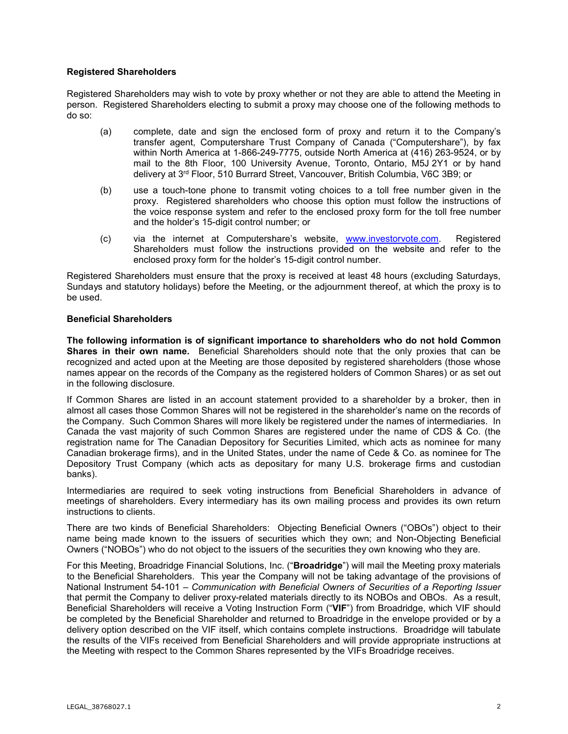### Registered Shareholders

Registered Shareholders may wish to vote by proxy whether or not they are able to attend the Meeting in person. Registered Shareholders electing to submit a proxy may choose one of the following methods to do so:

(a) complete, date and sign the enclosed form of proxy and return it to the Company's transfer agent, Computershare Trust Company of Canada ("Computershare"), by fax within North America at 1-866-249-7775, outside North America at (416) 263-9524, or by mail to the 8th Floor, 100 University Avenue, Toronto, Ontario, M5J 2Y1 or by hand delivery at 3rd Floor, 510 Burrard Street, Vancouver, British Columbia, V6C 3B9; or

(b) use a touch-tone phone to transmit voting choices to a toll free number given in the proxy. Registered shareholders who choose this option must follow the instructions of the voice response system and refer to the enclosed proxy form for the toll free number and the holder's 15-digit control number; or

(c) via the internet at Computershare's website, www.investorvote.com. Registered Shareholders must follow the instructions provided on the website and refer to the enclosed proxy form for the holder's 15-digit control number.

Registered Shareholders must ensure that the proxy is received at least 48 hours (excluding Saturdays, Sundays and statutory holidays) before the Meeting, or the adjournment thereof, at which the proxy is to be used.

### Beneficial Shareholders

**The following information is of significant importance to shareholders who do not hold Common Shares in their own name.** Beneficial Shareholders should note that the only proxies that can be recognized and acted upon at the Meeting are those deposited by registered shareholders (those whose names appear on the records of the Company as the registered holders of Common Shares) or as set out in the following disclosure.

If Common Shares are listed in an account statement provided to a shareholder by a broker, then in almost all cases those Common Shares will not be registered in the shareholder's name on the records of the Company. Such Common Shares will more likely be registered under the names of intermediaries. In Canada the vast majority of such Common Shares are registered under the name of CDS & Co. (the registration name for The Canadian Depository for Securities Limited, which acts as nominee for many Canadian brokerage firms), and in the United States, under the name of Cede & Co. as nominee for The Depository Trust Company (which acts as depositary for many U.S. brokerage firms and custodian banks).

Intermediaries are required to seek voting instructions from Beneficial Shareholders in advance of meetings of shareholders. Every intermediary has its own mailing process and provides its own return instructions to clients.

There are two kinds of Beneficial Shareholders: Objecting Beneficial Owners ("OBOs") object to their name being made known to the issuers of securities which they own; and Non-Objecting Beneficial Owners ("NOBOs") who do not object to the issuers of the securities they own knowing who they are.

For this Meeting, Broadridge Financial Solutions, Inc. ("**Broadridge**") will mail the Meeting proxy materials to the Beneficial Shareholders. This year the Company will not be taking advantage of the provisions of National Instrument 54-101 – *Communication with Beneficial Owners of Securities of a Reporting Issuer* that permit the Company to deliver proxy-related materials directly to its NOBOs and OBOs. As a result, Beneficial Shareholders will receive a Voting Instruction Form ("**VIF**") from Broadridge, which VIF should be completed by the Beneficial Shareholder and returned to Broadridge in the envelope provided or by a delivery option described on the VIF itself, which contains complete instructions. Broadridge will tabulate the results of the VIFs received from Beneficial Shareholders and will provide appropriate instructions at the Meeting with respect to the Common Shares represented by the VIFs Broadridge receives.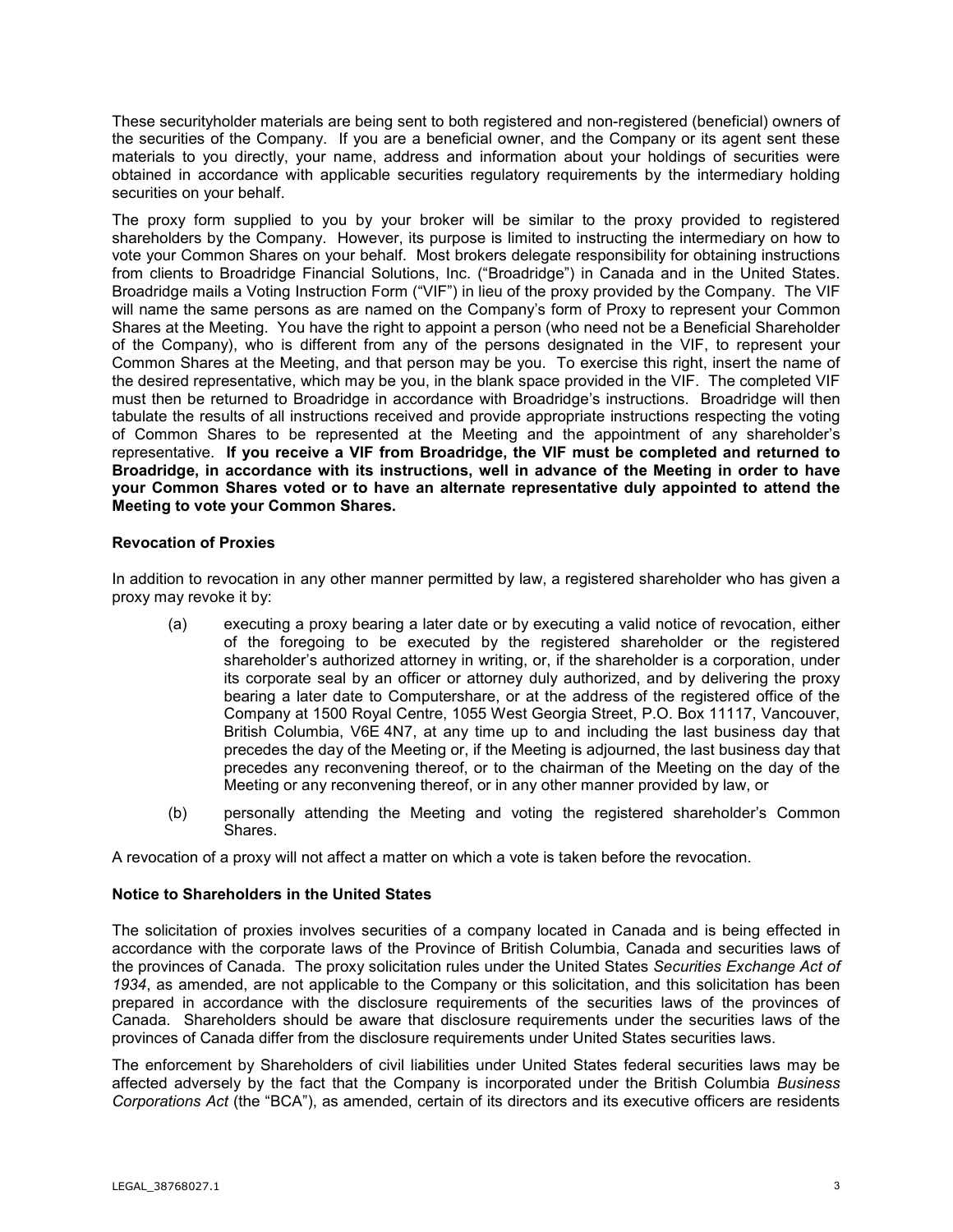These securityholder materials are being sent to both registered and non-registered (beneficial) owners of the securities of the Company. If you are a beneficial owner, and the Company or its agent sent these materials to you directly, your name, address and information about your holdings of securities were obtained in accordance with applicable securities regulatory requirements by the intermediary holding securities on your behalf.

The proxy form supplied to you by your broker will be similar to the proxy provided to registered shareholders by the Company. However, its purpose is limited to instructing the intermediary on how to vote your Common Shares on your behalf. Most brokers delegate responsibility for obtaining instructions from clients to Broadridge Financial Solutions, Inc. ("Broadridge") in Canada and in the United States. Broadridge mails a Voting Instruction Form ("VIF") in lieu of the proxy provided by the Company. The VIF will name the same persons as are named on the Company's form of Proxy to represent your Common Shares at the Meeting. You have the right to appoint a person (who need not be a Beneficial Shareholder of the Company), who is different from any of the persons designated in the VIF, to represent your Common Shares at the Meeting, and that person may be you. To exercise this right, insert the name of the desired representative, which may be you, in the blank space provided in the VIF. The completed VIF must then be returned to Broadridge in accordance with Broadridge's instructions. Broadridge will then tabulate the results of all instructions received and provide appropriate instructions respecting the voting of Common Shares to be represented at the Meeting and the appointment of any shareholder's representative. **If you receive a VIF from Broadridge, the VIF must be completed and returned to Broadridge, in accordance with its instructions, well in advance of the Meeting in order to have your Common Shares voted or to have an alternate representative duly appointed to attend the Meeting to vote your Common Shares.**

### Revocation of Proxies

In addition to revocation in any other manner permitted by law, a registered shareholder who has given a proxy may revoke it by:

(a) executing a proxy bearing a later date or by executing a valid notice of revocation, either of the foregoing to be executed by the registered shareholder or the registered shareholder's authorized attorney in writing, or, if the shareholder is a corporation, under its corporate seal by an officer or attorney duly authorized, and by delivering the proxy bearing a later date to Computershare, or at the address of the registered office of the Company at 1500 Royal Centre, 1055 West Georgia Street, P.O. Box 11117, Vancouver, British Columbia, V6E 4N7, at any time up to and including the last business day that precedes the day of the Meeting or, if the Meeting is adjourned, the last business day that precedes any reconvening thereof, or to the chairman of the Meeting on the day of the Meeting or any reconvening thereof, or in any other manner provided by law, or

(b) personally attending the Meeting and voting the registered shareholder's Common Shares.

A revocation of a proxy will not affect a matter on which a vote is taken before the revocation.

### Notice to Shareholders in the United States

The solicitation of proxies involves securities of a company located in Canada and is being effected in accordance with the corporate laws of the Province of British Columbia, Canada and securities laws of the provinces of Canada. The proxy solicitation rules under the United States *Securities Exchange Act of 1934*, as amended, are not applicable to the Company or this solicitation, and this solicitation has been prepared in accordance with the disclosure requirements of the securities laws of the provinces of Canada. Shareholders should be aware that disclosure requirements under the securities laws of the provinces of Canada differ from the disclosure requirements under United States securities laws.

The enforcement by Shareholders of civil liabilities under United States federal securities laws may be affected adversely by the fact that the Company is incorporated under the British Columbia *Business Corporations Act* (the "BCA"), as amended, certain of its directors and its executive officers are residents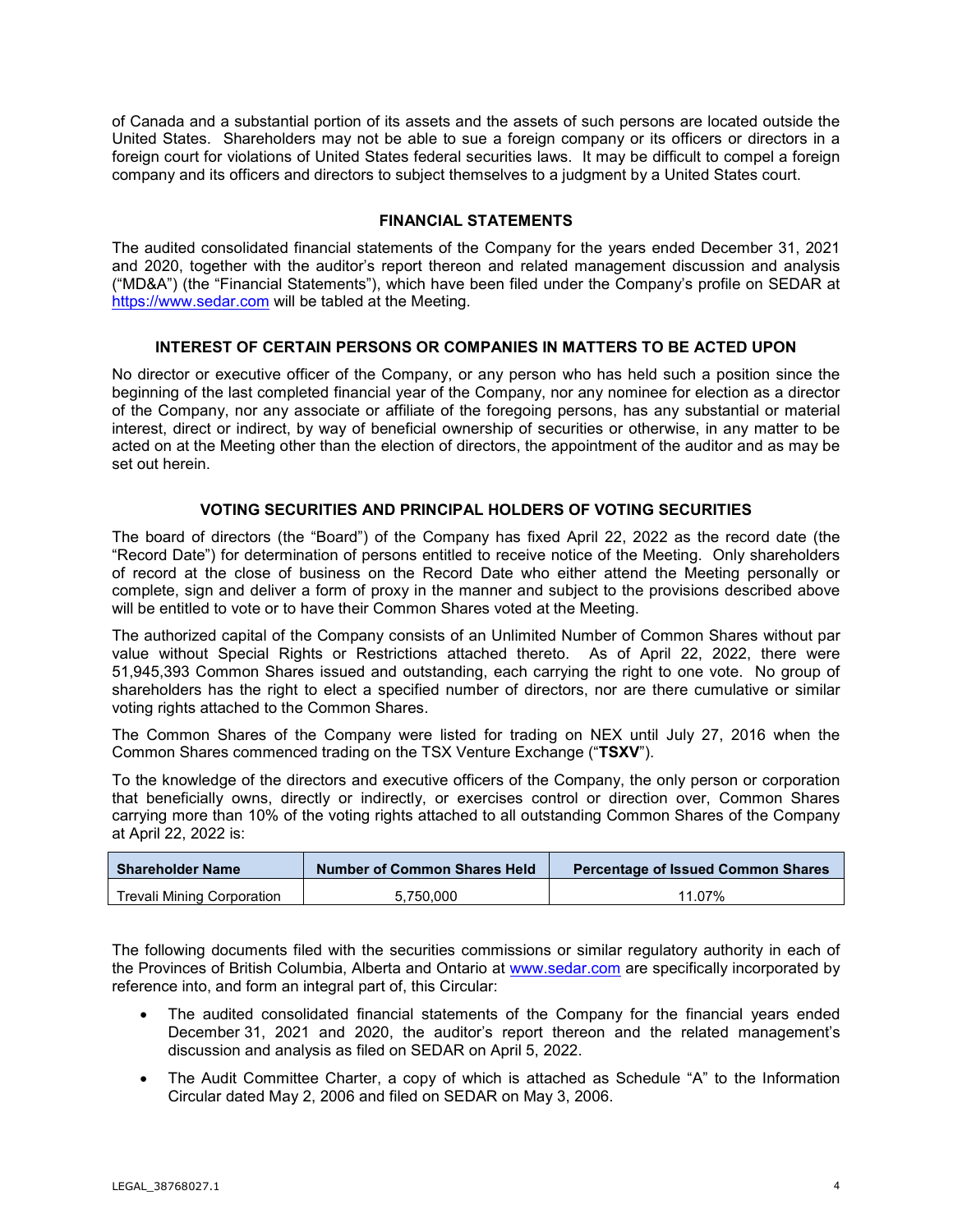of Canada and a substantial portion of its assets and the assets of such persons are located outside the United States. Shareholders may not be able to sue a foreign company or its officers or directors in a foreign court for violations of United States federal securities laws. It may be difficult to compel a foreign company and its officers and directors to subject themselves to a judgment by a United States court.

## FINANCIAL STATEMENTS

The audited consolidated financial statements of the Company for the years ended December 31, 2021 and 2020, together with the auditor's report thereon and related management discussion and analysis ("MD&A") (the "Financial Statements"), which have been filed under the Company's profile on SEDAR at https://www.sedar.com will be tabled at the Meeting.

## INTEREST OF CERTAIN PERSONS OR COMPANIES IN MATTERS TO BE ACTED UPON

No director or executive officer of the Company, or any person who has held such a position since the beginning of the last completed financial year of the Company, nor any nominee for election as a director of the Company, nor any associate or affiliate of the foregoing persons, has any substantial or material interest, direct or indirect, by way of beneficial ownership of securities or otherwise, in any matter to be acted on at the Meeting other than the election of directors, the appointment of the auditor and as may be set out herein.

## VOTING SECURITIES AND PRINCIPAL HOLDERS OF VOTING SECURITIES

The board of directors (the "Board") of the Company has fixed April 22, 2022 as the record date (the "Record Date") for determination of persons entitled to receive notice of the Meeting. Only shareholders of record at the close of business on the Record Date who either attend the Meeting personally or complete, sign and deliver a form of proxy in the manner and subject to the provisions described above will be entitled to vote or to have their Common Shares voted at the Meeting.

The authorized capital of the Company consists of an Unlimited Number of Common Shares without par value without Special Rights or Restrictions attached thereto. As of April 22, 2022, there were 51,945,393 Common Shares issued and outstanding, each carrying the right to one vote. No group of shareholders has the right to elect a specified number of directors, nor are there cumulative or similar voting rights attached to the Common Shares.

The Common Shares of the Company were listed for trading on NEX until July 27, 2016 when the Common Shares commenced trading on the TSX Venture Exchange ("**TSXV**").

To the knowledge of the directors and executive officers of the Company, the only person or corporation that beneficially owns, directly or indirectly, or exercises control or direction over, Common Shares carrying more than 10% of the voting rights attached to all outstanding Common Shares of the Company at April 22, 2022 is:

| Shareholder Name | Number of Common Shares Held | Percentage of Issued Common Shares |
|---|---|---|
| Trevali Mining Corporation | 5,750,000 | 11.07% |

The following documents filed with the securities commissions or similar regulatory authority in each of the Provinces of British Columbia, Alberta and Ontario at www.sedar.com are specifically incorporated by reference into, and form an integral part of, this Circular:

- The audited consolidated financial statements of the Company for the financial years ended December 31, 2021 and 2020, the auditor's report thereon and the related management's discussion and analysis as filed on SEDAR on April 5, 2022.
- The Audit Committee Charter, a copy of which is attached as Schedule "A" to the Information Circular dated May 2, 2006 and filed on SEDAR on May 3, 2006.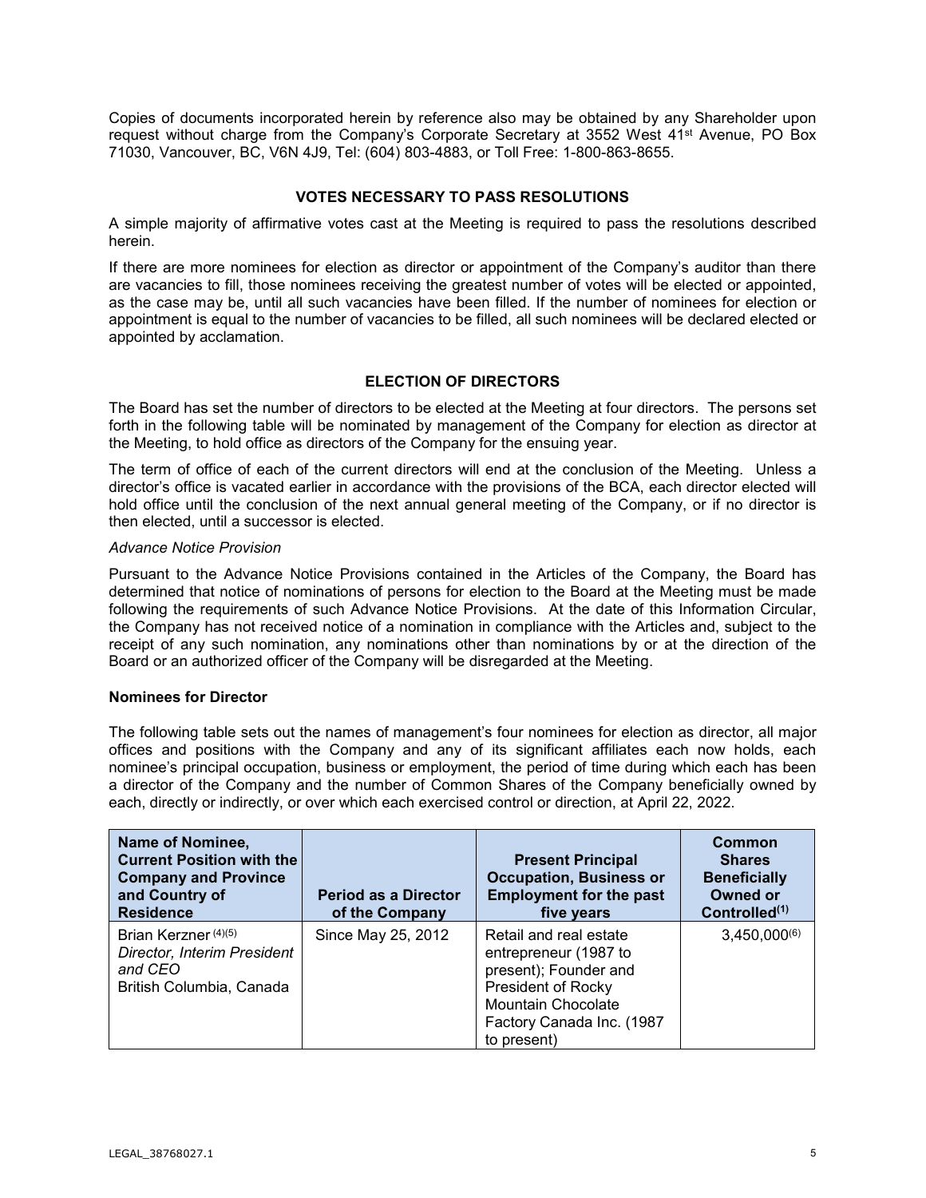Copies of documents incorporated herein by reference also may be obtained by any Shareholder upon request without charge from the Company's Corporate Secretary at 3552 West 41st Avenue, PO Box 71030, Vancouver, BC, V6N 4J9, Tel: (604) 803-4883, or Toll Free: 1-800-863-8655.

## VOTES NECESSARY TO PASS RESOLUTIONS

A simple majority of affirmative votes cast at the Meeting is required to pass the resolutions described herein.

If there are more nominees for election as director or appointment of the Company's auditor than there are vacancies to fill, those nominees receiving the greatest number of votes will be elected or appointed, as the case may be, until all such vacancies have been filled. If the number of nominees for election or appointment is equal to the number of vacancies to be filled, all such nominees will be declared elected or appointed by acclamation.

## ELECTION OF DIRECTORS

The Board has set the number of directors to be elected at the Meeting at four directors. The persons set forth in the following table will be nominated by management of the Company for election as director at the Meeting, to hold office as directors of the Company for the ensuing year.

The term of office of each of the current directors will end at the conclusion of the Meeting. Unless a director's office is vacated earlier in accordance with the provisions of the BCA, each director elected will hold office until the conclusion of the next annual general meeting of the Company, or if no director is then elected, until a successor is elected.

*Advance Notice Provision*

Pursuant to the Advance Notice Provisions contained in the Articles of the Company, the Board has determined that notice of nominations of persons for election to the Board at the Meeting must be made following the requirements of such Advance Notice Provisions. At the date of this Information Circular, the Company has not received notice of a nomination in compliance with the Articles and, subject to the receipt of any such nomination, any nominations other than nominations by or at the direction of the Board or an authorized officer of the Company will be disregarded at the Meeting.

**Nominees for Director**

The following table sets out the names of management's four nominees for election as director, all major offices and positions with the Company and any of its significant affiliates each now holds, each nominee's principal occupation, business or employment, the period of time during which each has been a director of the Company and the number of Common Shares of the Company beneficially owned by each, directly or indirectly, or over which each exercised control or direction, at April 22, 2022.

| Name of Nominee, Current Position with the Company and Province and Country of Residence | Period as a Director of the Company | Present Principal Occupation, Business or Employment for the past five years | Common Shares Beneficially Owned or Controlled(1) |
|---|---|---|---|
| Brian Kerzner (4)(5) *Director, Interim President and CEO* British Columbia, Canada | Since May 25, 2012 | Retail and real estate entrepreneur (1987 to present); Founder and President of Rocky Mountain Chocolate Factory Canada Inc. (1987 to present) | 3,450,000(6) |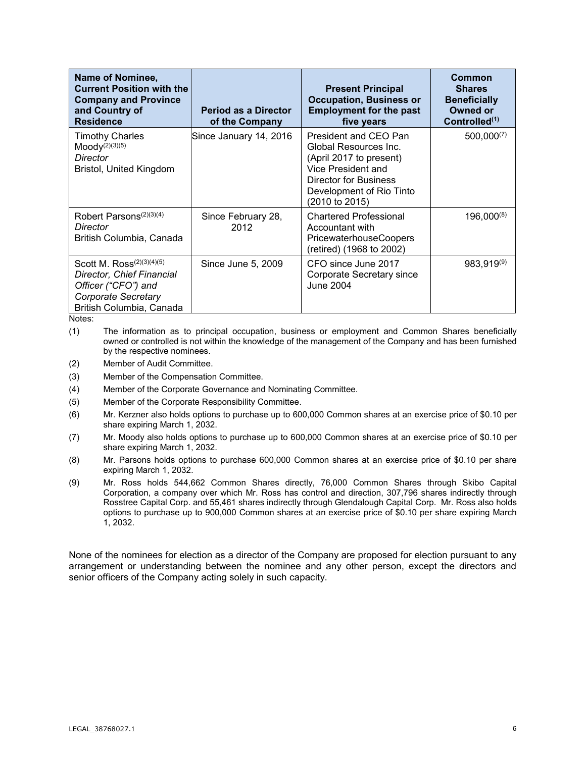| Name of Nominee, Current Position with the Company and Province and Country of Residence | Period as a Director of the Company | Present Principal Occupation, Business or Employment for the past five years | Common Shares Beneficially Owned or Controlled[1] |
|---|---|---|---|
| Timothy Charles Moody[2][3][5]<br>*Director*<br>Bristol, United Kingdom | Since January 14, 2016 | President and CEO Pan Global Resources Inc. (April 2017 to present)<br>Vice President and Director for Business Development of Rio Tinto (2010 to 2015) | 500,000[7] |
| Robert Parsons[2][3][4]<br>*Director*<br>British Columbia, Canada | Since February 28, 2012 | Chartered Professional Accountant with PricewaterhouseCoopers (retired) (1968 to 2002) | 196,000[8] |
| Scott M. Ross[2][3][4][5]<br>*Director, Chief Financial Officer ("CFO") and Corporate Secretary*<br>British Columbia, Canada | Since June 5, 2009 | CFO since June 2017<br>Corporate Secretary since June 2004 | 983,919[9] |

Notes:

(1) The information as to principal occupation, business or employment and Common Shares beneficially owned or controlled is not within the knowledge of the management of the Company and has been furnished by the respective nominees.

(2) Member of Audit Committee.

(3) Member of the Compensation Committee.

(4) Member of the Corporate Governance and Nominating Committee.

(5) Member of the Corporate Responsibility Committee.

(6) Mr. Kerzner also holds options to purchase up to 600,000 Common shares at an exercise price of $0.10 per share expiring March 1, 2032.

(7) Mr. Moody also holds options to purchase up to 600,000 Common shares at an exercise price of $0.10 per share expiring March 1, 2032.

(8) Mr. Parsons holds options to purchase 600,000 Common shares at an exercise price of $0.10 per share expiring March 1, 2032.

(9) Mr. Ross holds 544,662 Common Shares directly, 76,000 Common Shares through Skibo Capital Corporation, a company over which Mr. Ross has control and direction, 307,796 shares indirectly through Rosstree Capital Corp. and 55,461 shares indirectly through Glendalough Capital Corp. Mr. Ross also holds options to purchase up to 900,000 Common shares at an exercise price of $0.10 per share expiring March 1, 2032.

None of the nominees for election as a director of the Company are proposed for election pursuant to any arrangement or understanding between the nominee and any other person, except the directors and senior officers of the Company acting solely in such capacity.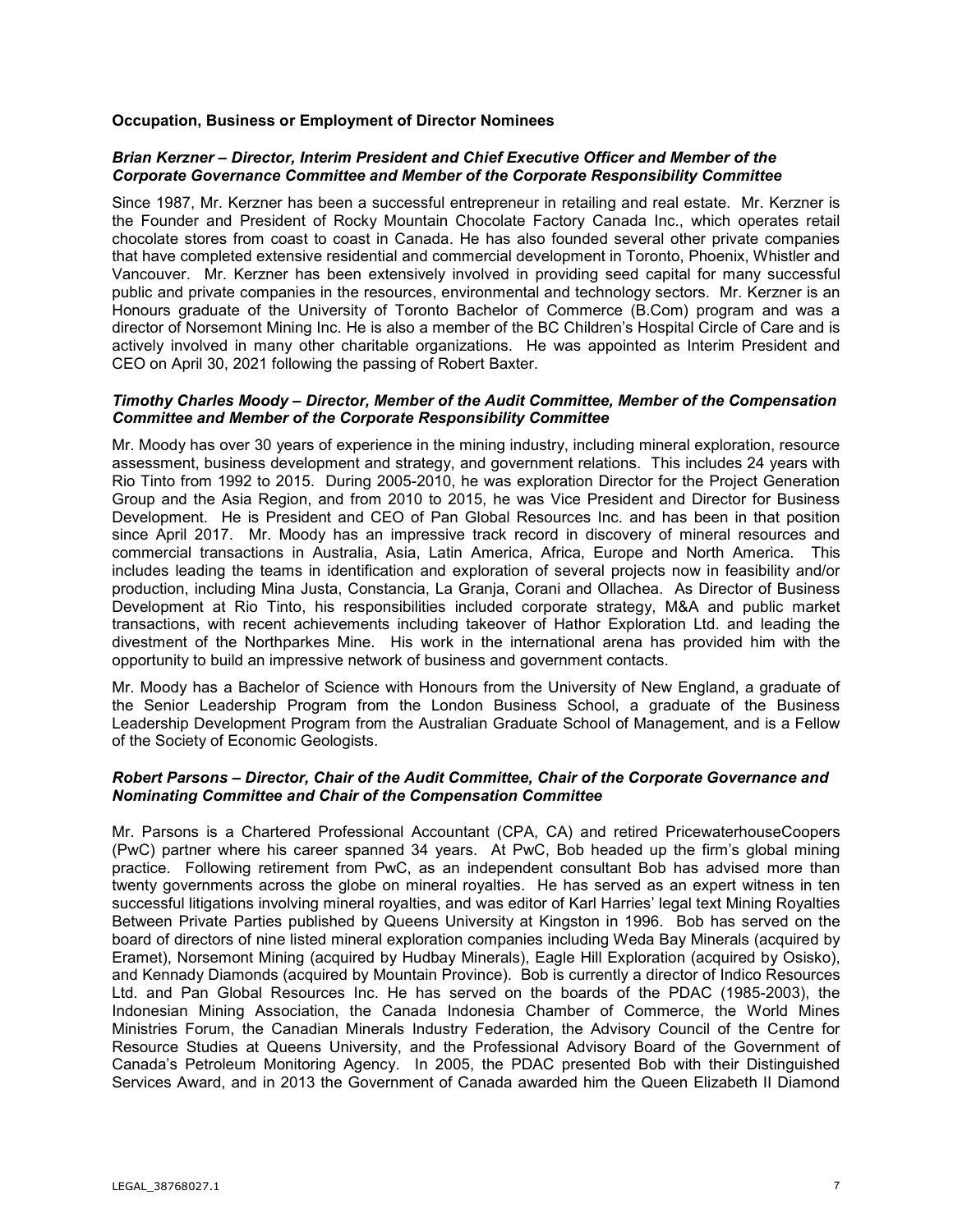**Occupation, Business or Employment of Director Nominees**

***Brian Kerzner – Director, Interim President and Chief Executive Officer and Member of the Corporate Governance Committee and Member of the Corporate Responsibility Committee***

Since 1987, Mr. Kerzner has been a successful entrepreneur in retailing and real estate. Mr. Kerzner is the Founder and President of Rocky Mountain Chocolate Factory Canada Inc., which operates retail chocolate stores from coast to coast in Canada. He has also founded several other private companies that have completed extensive residential and commercial development in Toronto, Phoenix, Whistler and Vancouver. Mr. Kerzner has been extensively involved in providing seed capital for many successful public and private companies in the resources, environmental and technology sectors. Mr. Kerzner is an Honours graduate of the University of Toronto Bachelor of Commerce (B.Com) program and was a director of Norsemont Mining Inc. He is also a member of the BC Children's Hospital Circle of Care and is actively involved in many other charitable organizations. He was appointed as Interim President and CEO on April 30, 2021 following the passing of Robert Baxter.

***Timothy Charles Moody – Director, Member of the Audit Committee, Member of the Compensation Committee and Member of the Corporate Responsibility Committee***

Mr. Moody has over 30 years of experience in the mining industry, including mineral exploration, resource assessment, business development and strategy, and government relations. This includes 24 years with Rio Tinto from 1992 to 2015. During 2005-2010, he was exploration Director for the Project Generation Group and the Asia Region, and from 2010 to 2015, he was Vice President and Director for Business Development. He is President and CEO of Pan Global Resources Inc. and has been in that position since April 2017. Mr. Moody has an impressive track record in discovery of mineral resources and commercial transactions in Australia, Asia, Latin America, Africa, Europe and North America. This includes leading the teams in identification and exploration of several projects now in feasibility and/or production, including Mina Justa, Constancia, La Granja, Corani and Ollachea. As Director of Business Development at Rio Tinto, his responsibilities included corporate strategy, M&A and public market transactions, with recent achievements including takeover of Hathor Exploration Ltd. and leading the divestment of the Northparkes Mine. His work in the international arena has provided him with the opportunity to build an impressive network of business and government contacts.

Mr. Moody has a Bachelor of Science with Honours from the University of New England, a graduate of the Senior Leadership Program from the London Business School, a graduate of the Business Leadership Development Program from the Australian Graduate School of Management, and is a Fellow of the Society of Economic Geologists.

***Robert Parsons – Director, Chair of the Audit Committee, Chair of the Corporate Governance and Nominating Committee and Chair of the Compensation Committee***

Mr. Parsons is a Chartered Professional Accountant (CPA, CA) and retired PricewaterhouseCoopers (PwC) partner where his career spanned 34 years. At PwC, Bob headed up the firm's global mining practice. Following retirement from PwC, as an independent consultant Bob has advised more than twenty governments across the globe on mineral royalties. He has served as an expert witness in ten successful litigations involving mineral royalties, and was editor of Karl Harries' legal text Mining Royalties Between Private Parties published by Queens University at Kingston in 1996. Bob has served on the board of directors of nine listed mineral exploration companies including Weda Bay Minerals (acquired by Eramet), Norsemont Mining (acquired by Hudbay Minerals), Eagle Hill Exploration (acquired by Osisko), and Kennady Diamonds (acquired by Mountain Province). Bob is currently a director of Indico Resources Ltd. and Pan Global Resources Inc. He has served on the boards of the PDAC (1985-2003), the Indonesian Mining Association, the Canada Indonesia Chamber of Commerce, the World Mines Ministries Forum, the Canadian Minerals Industry Federation, the Advisory Council of the Centre for Resource Studies at Queens University, and the Professional Advisory Board of the Government of Canada's Petroleum Monitoring Agency. In 2005, the PDAC presented Bob with their Distinguished Services Award, and in 2013 the Government of Canada awarded him the Queen Elizabeth II Diamond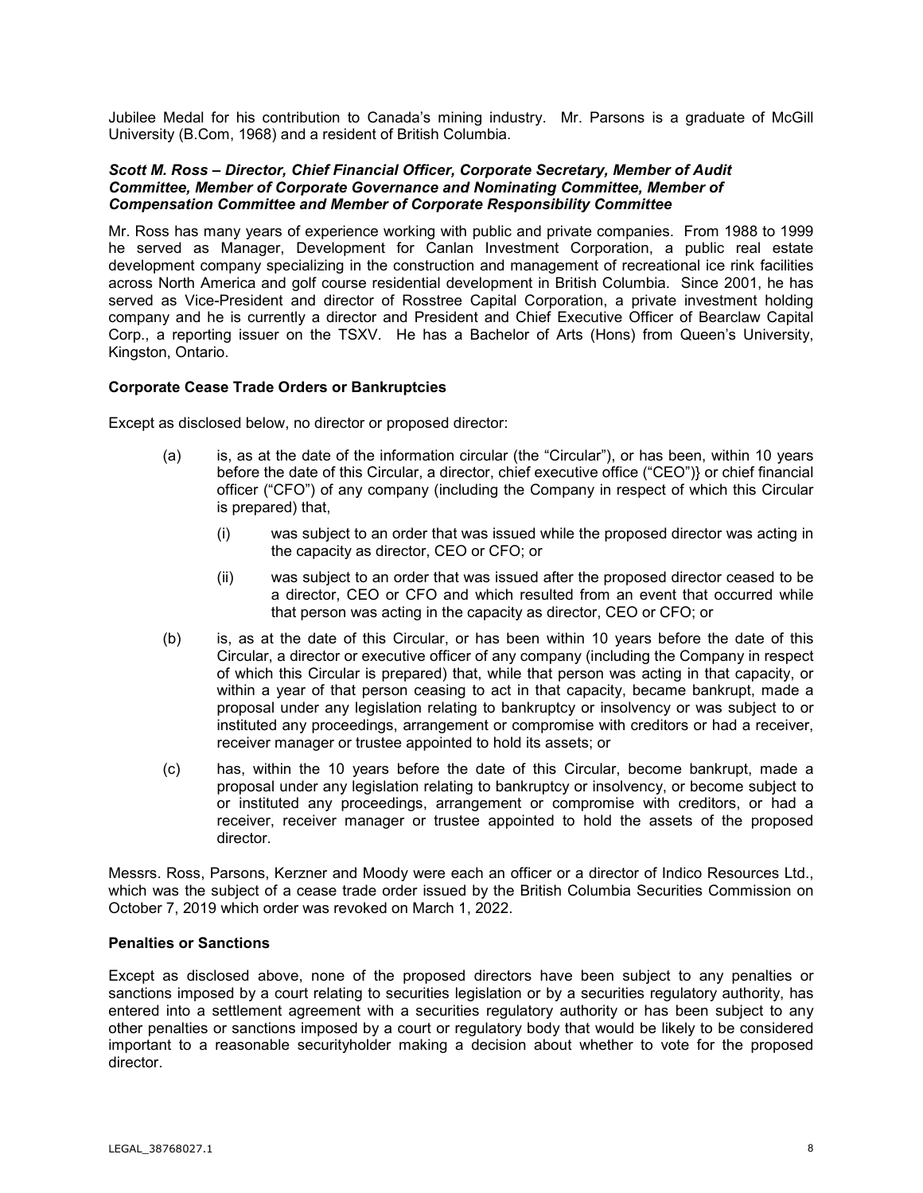Jubilee Medal for his contribution to Canada's mining industry. Mr. Parsons is a graduate of McGill University (B.Com, 1968) and a resident of British Columbia.

***Scott M. Ross – Director, Chief Financial Officer, Corporate Secretary, Member of Audit Committee, Member of Corporate Governance and Nominating Committee, Member of Compensation Committee and Member of Corporate Responsibility Committee***

Mr. Ross has many years of experience working with public and private companies. From 1988 to 1999 he served as Manager, Development for Canlan Investment Corporation, a public real estate development company specializing in the construction and management of recreational ice rink facilities across North America and golf course residential development in British Columbia. Since 2001, he has served as Vice-President and director of Rosstree Capital Corporation, a private investment holding company and he is currently a director and President and Chief Executive Officer of Bearclaw Capital Corp., a reporting issuer on the TSXV. He has a Bachelor of Arts (Hons) from Queen's University, Kingston, Ontario.

**Corporate Cease Trade Orders or Bankruptcies**

Except as disclosed below, no director or proposed director:

(a) is, as at the date of the information circular (the "Circular"), or has been, within 10 years before the date of this Circular, a director, chief executive office ("CEO")} or chief financial officer ("CFO") of any company (including the Company in respect of which this Circular is prepared) that,

  (i) was subject to an order that was issued while the proposed director was acting in the capacity as director, CEO or CFO; or

  (ii) was subject to an order that was issued after the proposed director ceased to be a director, CEO or CFO and which resulted from an event that occurred while that person was acting in the capacity as director, CEO or CFO; or

(b) is, as at the date of this Circular, or has been within 10 years before the date of this Circular, a director or executive officer of any company (including the Company in respect of which this Circular is prepared) that, while that person was acting in that capacity, or within a year of that person ceasing to act in that capacity, became bankrupt, made a proposal under any legislation relating to bankruptcy or insolvency or was subject to or instituted any proceedings, arrangement or compromise with creditors or had a receiver, receiver manager or trustee appointed to hold its assets; or

(c) has, within the 10 years before the date of this Circular, become bankrupt, made a proposal under any legislation relating to bankruptcy or insolvency, or become subject to or instituted any proceedings, arrangement or compromise with creditors, or had a receiver, receiver manager or trustee appointed to hold the assets of the proposed director.

Messrs. Ross, Parsons, Kerzner and Moody were each an officer or a director of Indico Resources Ltd., which was the subject of a cease trade order issued by the British Columbia Securities Commission on October 7, 2019 which order was revoked on March 1, 2022.

**Penalties or Sanctions**

Except as disclosed above, none of the proposed directors have been subject to any penalties or sanctions imposed by a court relating to securities legislation or by a securities regulatory authority, has entered into a settlement agreement with a securities regulatory authority or has been subject to any other penalties or sanctions imposed by a court or regulatory body that would be likely to be considered important to a reasonable securityholder making a decision about whether to vote for the proposed director.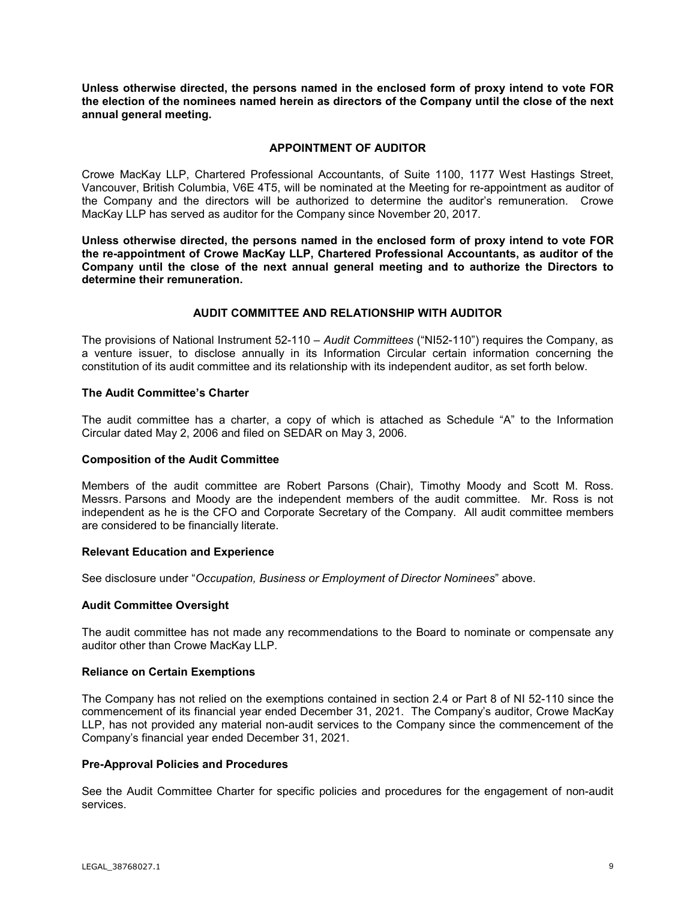**Unless otherwise directed, the persons named in the enclosed form of proxy intend to vote FOR the election of the nominees named herein as directors of the Company until the close of the next annual general meeting.**

## APPOINTMENT OF AUDITOR

Crowe MacKay LLP, Chartered Professional Accountants, of Suite 1100, 1177 West Hastings Street, Vancouver, British Columbia, V6E 4T5, will be nominated at the Meeting for re-appointment as auditor of the Company and the directors will be authorized to determine the auditor's remuneration. Crowe MacKay LLP has served as auditor for the Company since November 20, 2017.

**Unless otherwise directed, the persons named in the enclosed form of proxy intend to vote FOR the re-appointment of Crowe MacKay LLP, Chartered Professional Accountants, as auditor of the Company until the close of the next annual general meeting and to authorize the Directors to determine their remuneration.**

## AUDIT COMMITTEE AND RELATIONSHIP WITH AUDITOR

The provisions of National Instrument 52-110 – *Audit Committees* ("NI52-110") requires the Company, as a venture issuer, to disclose annually in its Information Circular certain information concerning the constitution of its audit committee and its relationship with its independent auditor, as set forth below.

### The Audit Committee's Charter

The audit committee has a charter, a copy of which is attached as Schedule "A" to the Information Circular dated May 2, 2006 and filed on SEDAR on May 3, 2006.

### Composition of the Audit Committee

Members of the audit committee are Robert Parsons (Chair), Timothy Moody and Scott M. Ross. Messrs. Parsons and Moody are the independent members of the audit committee. Mr. Ross is not independent as he is the CFO and Corporate Secretary of the Company. All audit committee members are considered to be financially literate.

### Relevant Education and Experience

See disclosure under "*Occupation, Business or Employment of Director Nominees*" above.

### Audit Committee Oversight

The audit committee has not made any recommendations to the Board to nominate or compensate any auditor other than Crowe MacKay LLP.

### Reliance on Certain Exemptions

The Company has not relied on the exemptions contained in section 2.4 or Part 8 of NI 52-110 since the commencement of its financial year ended December 31, 2021. The Company's auditor, Crowe MacKay LLP, has not provided any material non-audit services to the Company since the commencement of the Company's financial year ended December 31, 2021.

### Pre-Approval Policies and Procedures

See the Audit Committee Charter for specific policies and procedures for the engagement of non-audit services.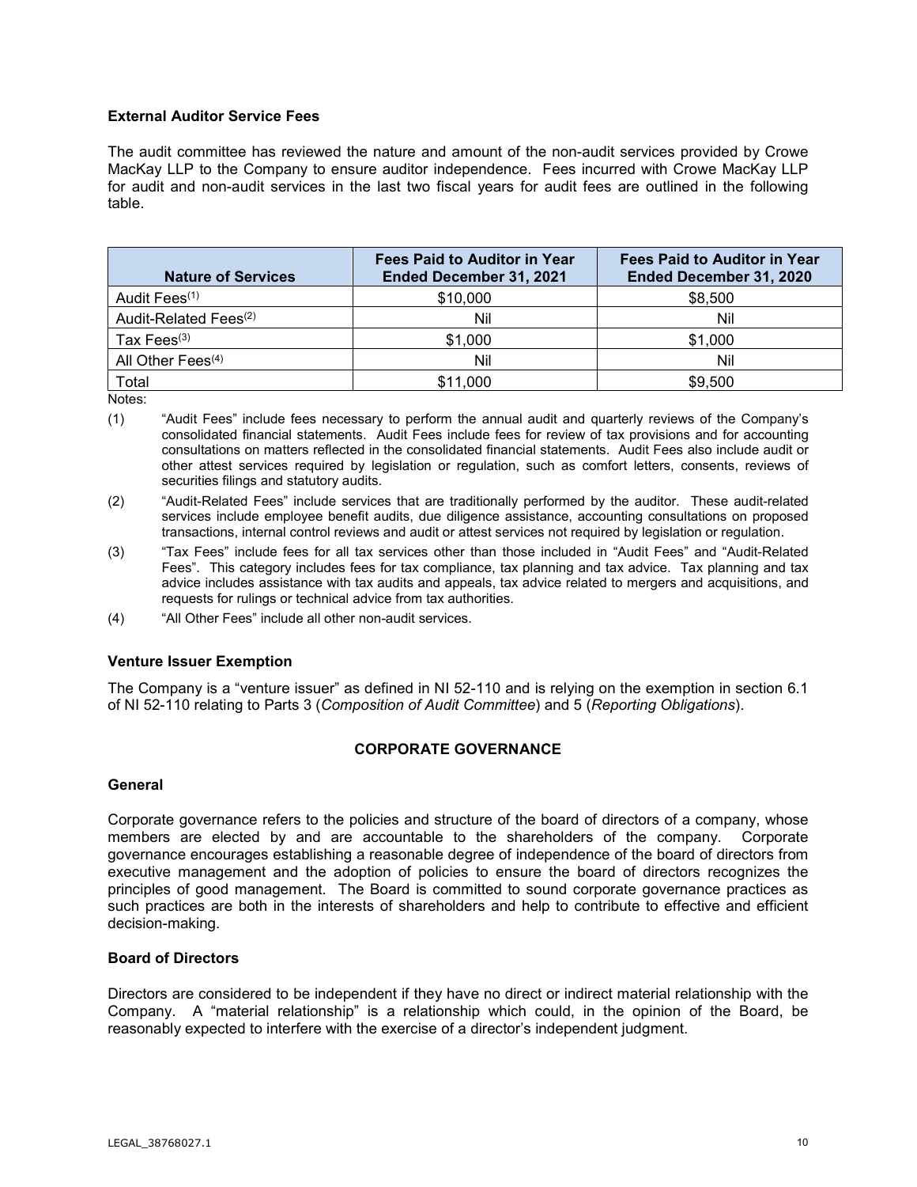### External Auditor Service Fees

The audit committee has reviewed the nature and amount of the non-audit services provided by Crowe MacKay LLP to the Company to ensure auditor independence. Fees incurred with Crowe MacKay LLP for audit and non-audit services in the last two fiscal years for audit fees are outlined in the following table.

| Nature of Services | Fees Paid to Auditor in Year Ended December 31, 2021 | Fees Paid to Auditor in Year Ended December 31, 2020 |
|---|---|---|
| Audit Fees(1) | $10,000 | $8,500 |
| Audit-Related Fees(2) | Nil | Nil |
| Tax Fees(3) | $1,000 | $1,000 |
| All Other Fees(4) | Nil | Nil |
| Total | $11,000 | $9,500 |

Notes:

(1) "Audit Fees" include fees necessary to perform the annual audit and quarterly reviews of the Company's consolidated financial statements. Audit Fees include fees for review of tax provisions and for accounting consultations on matters reflected in the consolidated financial statements. Audit Fees also include audit or other attest services required by legislation or regulation, such as comfort letters, consents, reviews of securities filings and statutory audits.

(2) "Audit-Related Fees" include services that are traditionally performed by the auditor. These audit-related services include employee benefit audits, due diligence assistance, accounting consultations on proposed transactions, internal control reviews and audit or attest services not required by legislation or regulation.

(3) "Tax Fees" include fees for all tax services other than those included in "Audit Fees" and "Audit-Related Fees". This category includes fees for tax compliance, tax planning and tax advice. Tax planning and tax advice includes assistance with tax audits and appeals, tax advice related to mergers and acquisitions, and requests for rulings or technical advice from tax authorities.

(4) "All Other Fees" include all other non-audit services.

### Venture Issuer Exemption

The Company is a "venture issuer" as defined in NI 52-110 and is relying on the exemption in section 6.1 of NI 52-110 relating to Parts 3 (*Composition of Audit Committee*) and 5 (*Reporting Obligations*).

## CORPORATE GOVERNANCE

### General

Corporate governance refers to the policies and structure of the board of directors of a company, whose members are elected by and are accountable to the shareholders of the company. Corporate governance encourages establishing a reasonable degree of independence of the board of directors from executive management and the adoption of policies to ensure the board of directors recognizes the principles of good management. The Board is committed to sound corporate governance practices as such practices are both in the interests of shareholders and help to contribute to effective and efficient decision-making.

### Board of Directors

Directors are considered to be independent if they have no direct or indirect material relationship with the Company. A "material relationship" is a relationship which could, in the opinion of the Board, be reasonably expected to interfere with the exercise of a director's independent judgment.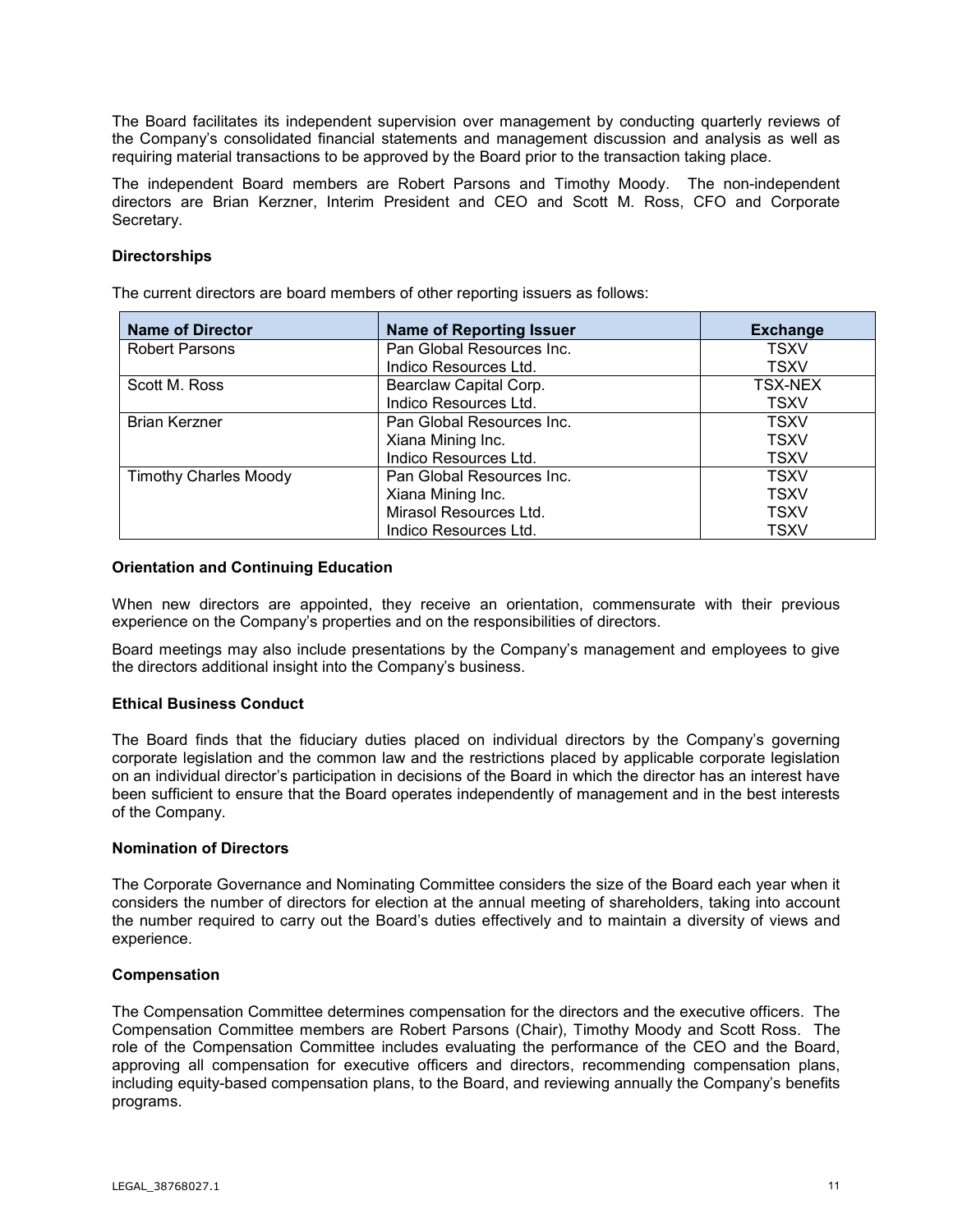The Board facilitates its independent supervision over management by conducting quarterly reviews of the Company's consolidated financial statements and management discussion and analysis as well as requiring material transactions to be approved by the Board prior to the transaction taking place.

The independent Board members are Robert Parsons and Timothy Moody. The non-independent directors are Brian Kerzner, Interim President and CEO and Scott M. Ross, CFO and Corporate Secretary.

**Directorships**

The current directors are board members of other reporting issuers as follows:

| Name of Director | Name of Reporting Issuer | Exchange |
|---|---|---|
| Robert Parsons | Pan Global Resources Inc. | TSXV |
| | Indico Resources Ltd. | TSXV |
| Scott M. Ross | Bearclaw Capital Corp. | TSX-NEX |
| | Indico Resources Ltd. | TSXV |
| Brian Kerzner | Pan Global Resources Inc. | TSXV |
| | Xiana Mining Inc. | TSXV |
| | Indico Resources Ltd. | TSXV |
| Timothy Charles Moody | Pan Global Resources Inc. | TSXV |
| | Xiana Mining Inc. | TSXV |
| | Mirasol Resources Ltd. | TSXV |
| | Indico Resources Ltd. | TSXV |

**Orientation and Continuing Education**

When new directors are appointed, they receive an orientation, commensurate with their previous experience on the Company's properties and on the responsibilities of directors.

Board meetings may also include presentations by the Company's management and employees to give the directors additional insight into the Company's business.

**Ethical Business Conduct**

The Board finds that the fiduciary duties placed on individual directors by the Company's governing corporate legislation and the common law and the restrictions placed by applicable corporate legislation on an individual director's participation in decisions of the Board in which the director has an interest have been sufficient to ensure that the Board operates independently of management and in the best interests of the Company.

**Nomination of Directors**

The Corporate Governance and Nominating Committee considers the size of the Board each year when it considers the number of directors for election at the annual meeting of shareholders, taking into account the number required to carry out the Board's duties effectively and to maintain a diversity of views and experience.

**Compensation**

The Compensation Committee determines compensation for the directors and the executive officers. The Compensation Committee members are Robert Parsons (Chair), Timothy Moody and Scott Ross. The role of the Compensation Committee includes evaluating the performance of the CEO and the Board, approving all compensation for executive officers and directors, recommending compensation plans, including equity-based compensation plans, to the Board, and reviewing annually the Company's benefits programs.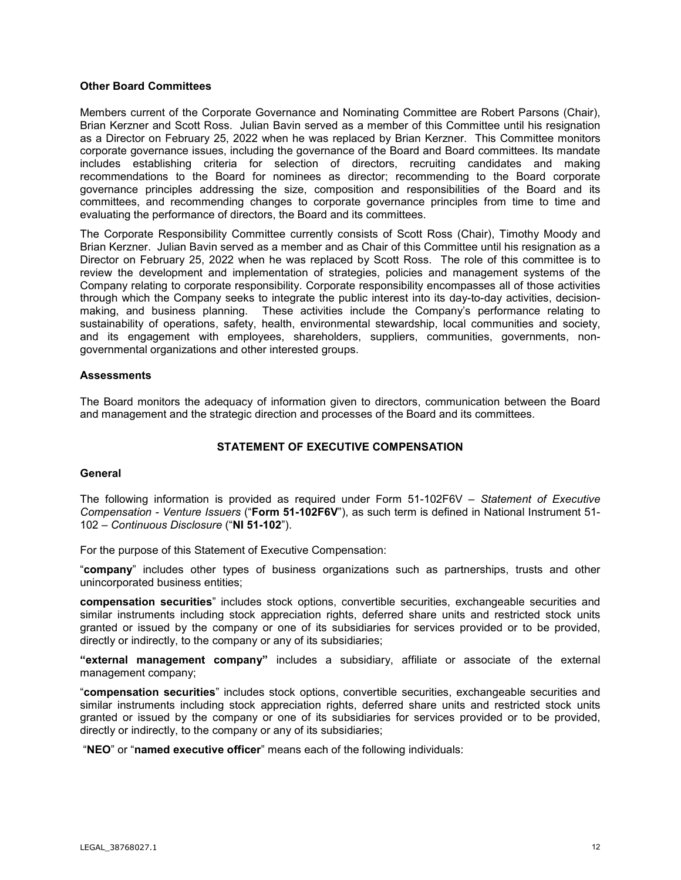**Other Board Committees**

Members current of the Corporate Governance and Nominating Committee are Robert Parsons (Chair), Brian Kerzner and Scott Ross. Julian Bavin served as a member of this Committee until his resignation as a Director on February 25, 2022 when he was replaced by Brian Kerzner. This Committee monitors corporate governance issues, including the governance of the Board and Board committees. Its mandate includes establishing criteria for selection of directors, recruiting candidates and making recommendations to the Board for nominees as director; recommending to the Board corporate governance principles addressing the size, composition and responsibilities of the Board and its committees, and recommending changes to corporate governance principles from time to time and evaluating the performance of directors, the Board and its committees.

The Corporate Responsibility Committee currently consists of Scott Ross (Chair), Timothy Moody and Brian Kerzner. Julian Bavin served as a member and as Chair of this Committee until his resignation as a Director on February 25, 2022 when he was replaced by Scott Ross. The role of this committee is to review the development and implementation of strategies, policies and management systems of the Company relating to corporate responsibility. Corporate responsibility encompasses all of those activities through which the Company seeks to integrate the public interest into its day-to-day activities, decision-making, and business planning. These activities include the Company's performance relating to sustainability of operations, safety, health, environmental stewardship, local communities and society, and its engagement with employees, shareholders, suppliers, communities, governments, non-governmental organizations and other interested groups.

**Assessments**

The Board monitors the adequacy of information given to directors, communication between the Board and management and the strategic direction and processes of the Board and its committees.

## STATEMENT OF EXECUTIVE COMPENSATION

**General**

The following information is provided as required under Form 51-102F6V – *Statement of Executive Compensation - Venture Issuers* ("**Form 51-102F6V**"), as such term is defined in National Instrument 51-102 – *Continuous Disclosure* ("**NI 51-102**").

For the purpose of this Statement of Executive Compensation:

"**company**" includes other types of business organizations such as partnerships, trusts and other unincorporated business entities;

**compensation securities**" includes stock options, convertible securities, exchangeable securities and similar instruments including stock appreciation rights, deferred share units and restricted stock units granted or issued by the company or one of its subsidiaries for services provided or to be provided, directly or indirectly, to the company or any of its subsidiaries;

**"external management company"** includes a subsidiary, affiliate or associate of the external management company;

"**compensation securities**" includes stock options, convertible securities, exchangeable securities and similar instruments including stock appreciation rights, deferred share units and restricted stock units granted or issued by the company or one of its subsidiaries for services provided or to be provided, directly or indirectly, to the company or any of its subsidiaries;

"**NEO**" or "**named executive officer**" means each of the following individuals: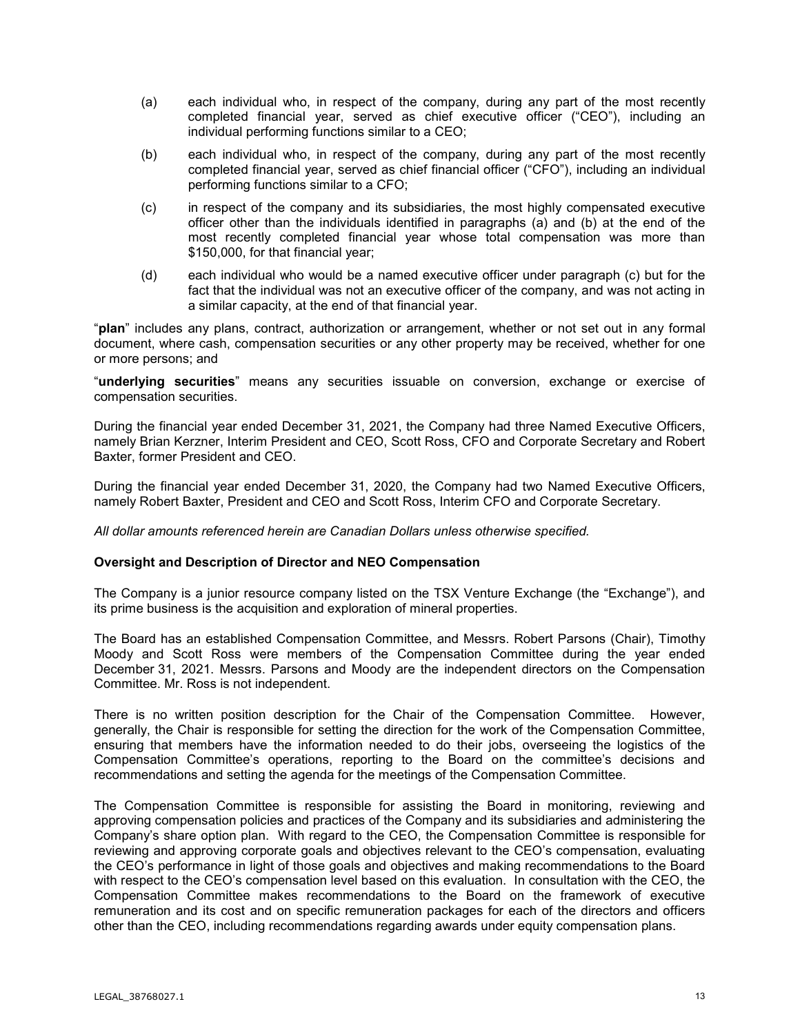(a) each individual who, in respect of the company, during any part of the most recently completed financial year, served as chief executive officer ("CEO"), including an individual performing functions similar to a CEO;

(b) each individual who, in respect of the company, during any part of the most recently completed financial year, served as chief financial officer ("CFO"), including an individual performing functions similar to a CFO;

(c) in respect of the company and its subsidiaries, the most highly compensated executive officer other than the individuals identified in paragraphs (a) and (b) at the end of the most recently completed financial year whose total compensation was more than $150,000, for that financial year;

(d) each individual who would be a named executive officer under paragraph (c) but for the fact that the individual was not an executive officer of the company, and was not acting in a similar capacity, at the end of that financial year.

"**plan**" includes any plans, contract, authorization or arrangement, whether or not set out in any formal document, where cash, compensation securities or any other property may be received, whether for one or more persons; and

"**underlying securities**" means any securities issuable on conversion, exchange or exercise of compensation securities.

During the financial year ended December 31, 2021, the Company had three Named Executive Officers, namely Brian Kerzner, Interim President and CEO, Scott Ross, CFO and Corporate Secretary and Robert Baxter, former President and CEO.

During the financial year ended December 31, 2020, the Company had two Named Executive Officers, namely Robert Baxter, President and CEO and Scott Ross, Interim CFO and Corporate Secretary.

*All dollar amounts referenced herein are Canadian Dollars unless otherwise specified.*

**Oversight and Description of Director and NEO Compensation**

The Company is a junior resource company listed on the TSX Venture Exchange (the "Exchange"), and its prime business is the acquisition and exploration of mineral properties.

The Board has an established Compensation Committee, and Messrs. Robert Parsons (Chair), Timothy Moody and Scott Ross were members of the Compensation Committee during the year ended December 31, 2021. Messrs. Parsons and Moody are the independent directors on the Compensation Committee. Mr. Ross is not independent.

There is no written position description for the Chair of the Compensation Committee. However, generally, the Chair is responsible for setting the direction for the work of the Compensation Committee, ensuring that members have the information needed to do their jobs, overseeing the logistics of the Compensation Committee's operations, reporting to the Board on the committee's decisions and recommendations and setting the agenda for the meetings of the Compensation Committee.

The Compensation Committee is responsible for assisting the Board in monitoring, reviewing and approving compensation policies and practices of the Company and its subsidiaries and administering the Company's share option plan. With regard to the CEO, the Compensation Committee is responsible for reviewing and approving corporate goals and objectives relevant to the CEO's compensation, evaluating the CEO's performance in light of those goals and objectives and making recommendations to the Board with respect to the CEO's compensation level based on this evaluation. In consultation with the CEO, the Compensation Committee makes recommendations to the Board on the framework of executive remuneration and its cost and on specific remuneration packages for each of the directors and officers other than the CEO, including recommendations regarding awards under equity compensation plans.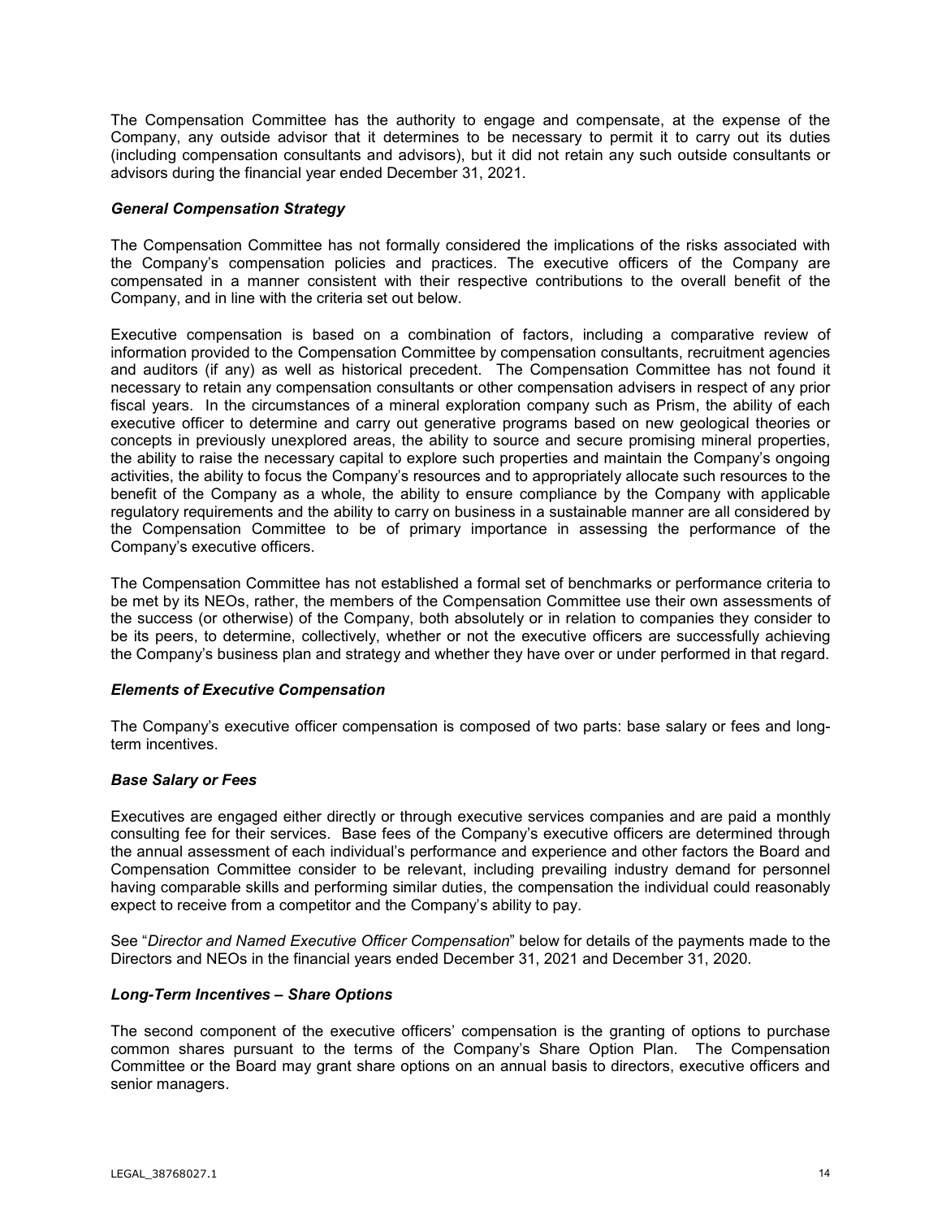The Compensation Committee has the authority to engage and compensate, at the expense of the Company, any outside advisor that it determines to be necessary to permit it to carry out its duties (including compensation consultants and advisors), but it did not retain any such outside consultants or advisors during the financial year ended December 31, 2021.

***General Compensation Strategy***

The Compensation Committee has not formally considered the implications of the risks associated with the Company's compensation policies and practices. The executive officers of the Company are compensated in a manner consistent with their respective contributions to the overall benefit of the Company, and in line with the criteria set out below.

Executive compensation is based on a combination of factors, including a comparative review of information provided to the Compensation Committee by compensation consultants, recruitment agencies and auditors (if any) as well as historical precedent. The Compensation Committee has not found it necessary to retain any compensation consultants or other compensation advisers in respect of any prior fiscal years. In the circumstances of a mineral exploration company such as Prism, the ability of each executive officer to determine and carry out generative programs based on new geological theories or concepts in previously unexplored areas, the ability to source and secure promising mineral properties, the ability to raise the necessary capital to explore such properties and maintain the Company's ongoing activities, the ability to focus the Company's resources and to appropriately allocate such resources to the benefit of the Company as a whole, the ability to ensure compliance by the Company with applicable regulatory requirements and the ability to carry on business in a sustainable manner are all considered by the Compensation Committee to be of primary importance in assessing the performance of the Company's executive officers.

The Compensation Committee has not established a formal set of benchmarks or performance criteria to be met by its NEOs, rather, the members of the Compensation Committee use their own assessments of the success (or otherwise) of the Company, both absolutely or in relation to companies they consider to be its peers, to determine, collectively, whether or not the executive officers are successfully achieving the Company's business plan and strategy and whether they have over or under performed in that regard.

***Elements of Executive Compensation***

The Company's executive officer compensation is composed of two parts: base salary or fees and long-term incentives.

***Base Salary or Fees***

Executives are engaged either directly or through executive services companies and are paid a monthly consulting fee for their services. Base fees of the Company's executive officers are determined through the annual assessment of each individual's performance and experience and other factors the Board and Compensation Committee consider to be relevant, including prevailing industry demand for personnel having comparable skills and performing similar duties, the compensation the individual could reasonably expect to receive from a competitor and the Company's ability to pay.

See "*Director and Named Executive Officer Compensation*" below for details of the payments made to the Directors and NEOs in the financial years ended December 31, 2021 and December 31, 2020.

***Long-Term Incentives – Share Options***

The second component of the executive officers' compensation is the granting of options to purchase common shares pursuant to the terms of the Company's Share Option Plan. The Compensation Committee or the Board may grant share options on an annual basis to directors, executive officers and senior managers.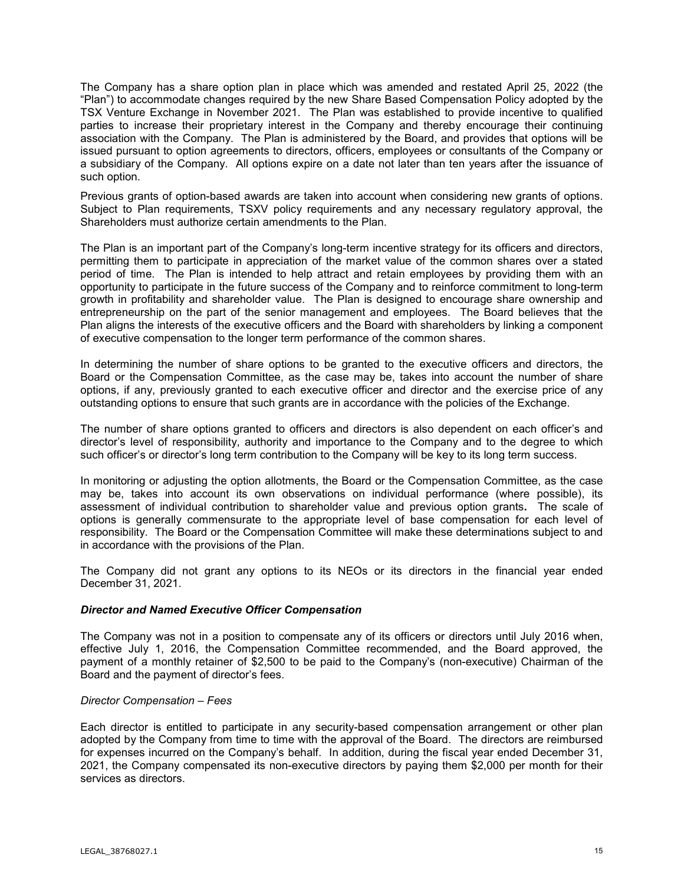The Company has a share option plan in place which was amended and restated April 25, 2022 (the "Plan") to accommodate changes required by the new Share Based Compensation Policy adopted by the TSX Venture Exchange in November 2021. The Plan was established to provide incentive to qualified parties to increase their proprietary interest in the Company and thereby encourage their continuing association with the Company. The Plan is administered by the Board, and provides that options will be issued pursuant to option agreements to directors, officers, employees or consultants of the Company or a subsidiary of the Company. All options expire on a date not later than ten years after the issuance of such option.

Previous grants of option-based awards are taken into account when considering new grants of options. Subject to Plan requirements, TSXV policy requirements and any necessary regulatory approval, the Shareholders must authorize certain amendments to the Plan.

The Plan is an important part of the Company's long-term incentive strategy for its officers and directors, permitting them to participate in appreciation of the market value of the common shares over a stated period of time. The Plan is intended to help attract and retain employees by providing them with an opportunity to participate in the future success of the Company and to reinforce commitment to long-term growth in profitability and shareholder value. The Plan is designed to encourage share ownership and entrepreneurship on the part of the senior management and employees. The Board believes that the Plan aligns the interests of the executive officers and the Board with shareholders by linking a component of executive compensation to the longer term performance of the common shares.

In determining the number of share options to be granted to the executive officers and directors, the Board or the Compensation Committee, as the case may be, takes into account the number of share options, if any, previously granted to each executive officer and director and the exercise price of any outstanding options to ensure that such grants are in accordance with the policies of the Exchange.

The number of share options granted to officers and directors is also dependent on each officer's and director's level of responsibility, authority and importance to the Company and to the degree to which such officer's or director's long term contribution to the Company will be key to its long term success.

In monitoring or adjusting the option allotments, the Board or the Compensation Committee, as the case may be, takes into account its own observations on individual performance (where possible), its assessment of individual contribution to shareholder value and previous option grants. The scale of options is generally commensurate to the appropriate level of base compensation for each level of responsibility. The Board or the Compensation Committee will make these determinations subject to and in accordance with the provisions of the Plan.

The Company did not grant any options to its NEOs or its directors in the financial year ended December 31, 2021.

***Director and Named Executive Officer Compensation***

The Company was not in a position to compensate any of its officers or directors until July 2016 when, effective July 1, 2016, the Compensation Committee recommended, and the Board approved, the payment of a monthly retainer of $2,500 to be paid to the Company's (non-executive) Chairman of the Board and the payment of director's fees.

*Director Compensation – Fees*

Each director is entitled to participate in any security-based compensation arrangement or other plan adopted by the Company from time to time with the approval of the Board. The directors are reimbursed for expenses incurred on the Company's behalf. In addition, during the fiscal year ended December 31, 2021, the Company compensated its non-executive directors by paying them $2,000 per month for their services as directors.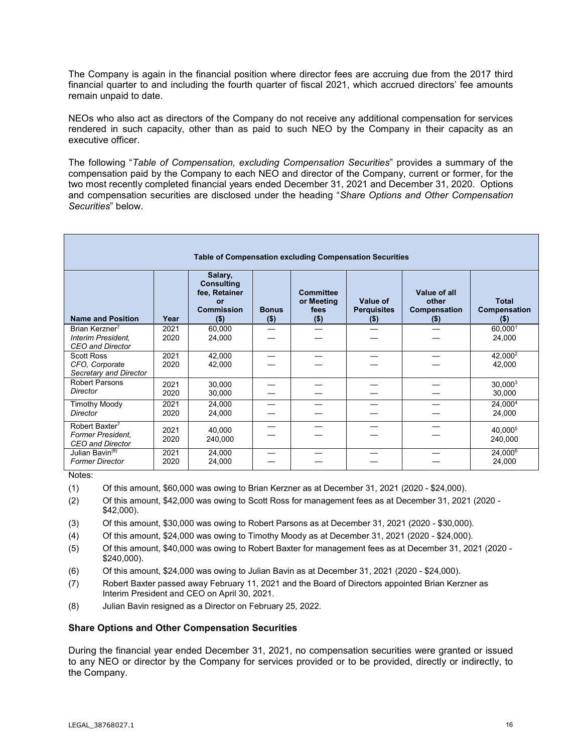The Company is again in the financial position where director fees are accruing due from the 2017 third financial quarter to and including the fourth quarter of fiscal 2021, which accrued directors' fee amounts remain unpaid to date.

NEOs who also act as directors of the Company do not receive any additional compensation for services rendered in such capacity, other than as paid to such NEO by the Company in their capacity as an executive officer.

The following "*Table of Compensation, excluding Compensation Securities*" provides a summary of the compensation paid by the Company to each NEO and director of the Company, current or former, for the two most recently completed financial years ended December 31, 2021 and December 31, 2020. Options and compensation securities are disclosed under the heading "*Share Options and Other Compensation Securities*" below.

**Table of Compensation excluding Compensation Securities**

| Name and Position | Year | Salary, Consulting fee, Retainer or Commission ($) | Bonus ($) | Committee or Meeting fees ($) | Value of Perquisites ($) | Value of all other Compensation ($) | Total Compensation ($) |
|---|---|---|---|---|---|---|---|
| Brian Kerzner[7]<br>*Interim President, CEO and Director* | 2021<br>2020 | 60,000<br>24,000 | —<br>— | —<br>— | —<br>— | —<br>— | 60,000[1]<br>24,000 |
| Scott Ross<br>*CFO, Corporate Secretary and Director* | 2021<br>2020 | 42,000<br>42,000 | —<br>— | —<br>— | —<br>— | —<br>— | 42,000[2]<br>42,000 |
| Robert Parsons<br>*Director* | 2021<br>2020 | 30,000<br>30,000 | —<br>— | —<br>— | —<br>— | —<br>— | 30,000[3]<br>30,000 |
| Timothy Moody<br>*Director* | 2021<br>2020 | 24,000<br>24,000 | —<br>— | —<br>— | —<br>— | —<br>— | 24,000[4]<br>24,000 |
| Robert Baxter[7]<br>*Former President, CEO and Director* | 2021<br>2020 | 40,000<br>240,000 | —<br>— | —<br>— | —<br>— | —<br>— | 40,000[5]<br>240,000 |
| Julian Bavin[(8)]<br>*Former Director* | 2021<br>2020 | 24,000<br>24,000 | —<br>— | —<br>— | —<br>— | —<br>— | 24,000[6]<br>24,000 |

Notes:

(1) Of this amount, $60,000 was owing to Brian Kerzner as at December 31, 2021 (2020 - $24,000).

(2) Of this amount, $42,000 was owing to Scott Ross for management fees as at December 31, 2021 (2020 - $42,000).

(3) Of this amount, $30,000 was owing to Robert Parsons as at December 31, 2021 (2020 - $30,000).

(4) Of this amount, $24,000 was owing to Timothy Moody as at December 31, 2021 (2020 - $24,000).

(5) Of this amount, $40,000 was owing to Robert Baxter for management fees as at December 31, 2021 (2020 - $240,000).

(6) Of this amount, $24,000 was owing to Julian Bavin as at December 31, 2021 (2020 - $24,000).

(7) Robert Baxter passed away February 11, 2021 and the Board of Directors appointed Brian Kerzner as Interim President and CEO on April 30, 2021.

(8) Julian Bavin resigned as a Director on February 25, 2022.

### Share Options and Other Compensation Securities

During the financial year ended December 31, 2021, no compensation securities were granted or issued to any NEO or director by the Company for services provided or to be provided, directly or indirectly, to the Company.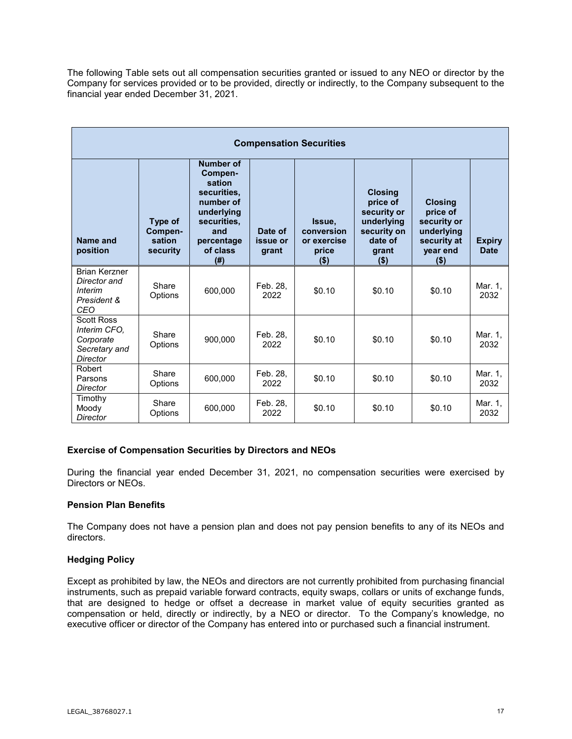The following Table sets out all compensation securities granted or issued to any NEO or director by the Company for services provided or to be provided, directly or indirectly, to the Company subsequent to the financial year ended December 31, 2021.

| Compensation Securities | | | | | | | |
|---|---|---|---|---|---|---|---|
| **Name and position** | **Type of Compen-sation security** | **Number of Compen-sation securities, number of underlying securities, and percentage of class (#)** | **Date of issue or grant** | **Issue, conversion or exercise price ($)** | **Closing price of security or underlying security on date of grant ($)** | **Closing price of security or underlying security at year end ($)** | **Expiry Date** |
| Brian Kerzner *Director and Interim President & CEO* | Share Options | 600,000 | Feb. 28, 2022 | $0.10 | $0.10 | $0.10 | Mar. 1, 2032 |
| Scott Ross *Interim CFO, Corporate Secretary and Director* | Share Options | 900,000 | Feb. 28, 2022 | $0.10 | $0.10 | $0.10 | Mar. 1, 2032 |
| Robert Parsons *Director* | Share Options | 600,000 | Feb. 28, 2022 | $0.10 | $0.10 | $0.10 | Mar. 1, 2032 |
| Timothy Moody *Director* | Share Options | 600,000 | Feb. 28, 2022 | $0.10 | $0.10 | $0.10 | Mar. 1, 2032 |

### Exercise of Compensation Securities by Directors and NEOs

During the financial year ended December 31, 2021, no compensation securities were exercised by Directors or NEOs.

### Pension Plan Benefits

The Company does not have a pension plan and does not pay pension benefits to any of its NEOs and directors.

### Hedging Policy

Except as prohibited by law, the NEOs and directors are not currently prohibited from purchasing financial instruments, such as prepaid variable forward contracts, equity swaps, collars or units of exchange funds, that are designed to hedge or offset a decrease in market value of equity securities granted as compensation or held, directly or indirectly, by a NEO or director. To the Company's knowledge, no executive officer or director of the Company has entered into or purchased such a financial instrument.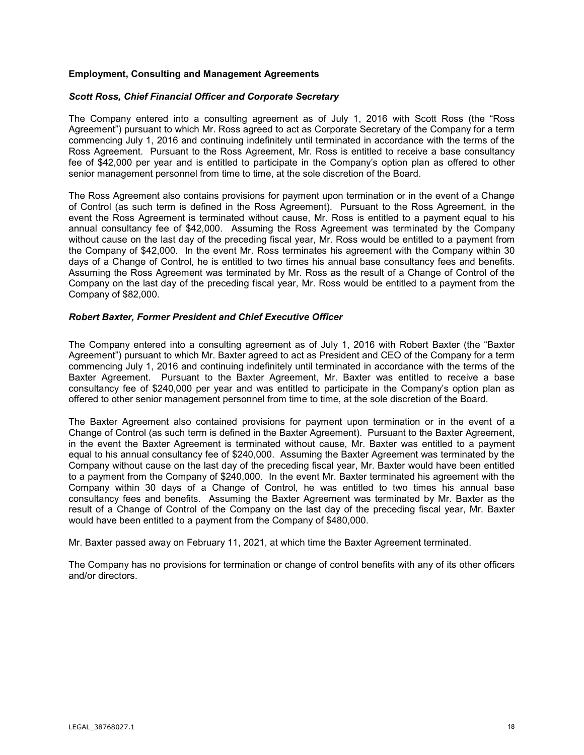### Employment, Consulting and Management Agreements

#### *Scott Ross, Chief Financial Officer and Corporate Secretary*

The Company entered into a consulting agreement as of July 1, 2016 with Scott Ross (the "Ross Agreement") pursuant to which Mr. Ross agreed to act as Corporate Secretary of the Company for a term commencing July 1, 2016 and continuing indefinitely until terminated in accordance with the terms of the Ross Agreement. Pursuant to the Ross Agreement, Mr. Ross is entitled to receive a base consultancy fee of $42,000 per year and is entitled to participate in the Company's option plan as offered to other senior management personnel from time to time, at the sole discretion of the Board.

The Ross Agreement also contains provisions for payment upon termination or in the event of a Change of Control (as such term is defined in the Ross Agreement). Pursuant to the Ross Agreement, in the event the Ross Agreement is terminated without cause, Mr. Ross is entitled to a payment equal to his annual consultancy fee of $42,000. Assuming the Ross Agreement was terminated by the Company without cause on the last day of the preceding fiscal year, Mr. Ross would be entitled to a payment from the Company of $42,000. In the event Mr. Ross terminates his agreement with the Company within 30 days of a Change of Control, he is entitled to two times his annual base consultancy fees and benefits. Assuming the Ross Agreement was terminated by Mr. Ross as the result of a Change of Control of the Company on the last day of the preceding fiscal year, Mr. Ross would be entitled to a payment from the Company of $82,000.

#### *Robert Baxter, Former President and Chief Executive Officer*

The Company entered into a consulting agreement as of July 1, 2016 with Robert Baxter (the "Baxter Agreement") pursuant to which Mr. Baxter agreed to act as President and CEO of the Company for a term commencing July 1, 2016 and continuing indefinitely until terminated in accordance with the terms of the Baxter Agreement. Pursuant to the Baxter Agreement, Mr. Baxter was entitled to receive a base consultancy fee of $240,000 per year and was entitled to participate in the Company's option plan as offered to other senior management personnel from time to time, at the sole discretion of the Board.

The Baxter Agreement also contained provisions for payment upon termination or in the event of a Change of Control (as such term is defined in the Baxter Agreement). Pursuant to the Baxter Agreement, in the event the Baxter Agreement is terminated without cause, Mr. Baxter was entitled to a payment equal to his annual consultancy fee of $240,000. Assuming the Baxter Agreement was terminated by the Company without cause on the last day of the preceding fiscal year, Mr. Baxter would have been entitled to a payment from the Company of $240,000. In the event Mr. Baxter terminated his agreement with the Company within 30 days of a Change of Control, he was entitled to two times his annual base consultancy fees and benefits. Assuming the Baxter Agreement was terminated by Mr. Baxter as the result of a Change of Control of the Company on the last day of the preceding fiscal year, Mr. Baxter would have been entitled to a payment from the Company of $480,000.

Mr. Baxter passed away on February 11, 2021, at which time the Baxter Agreement terminated.

The Company has no provisions for termination or change of control benefits with any of its other officers and/or directors.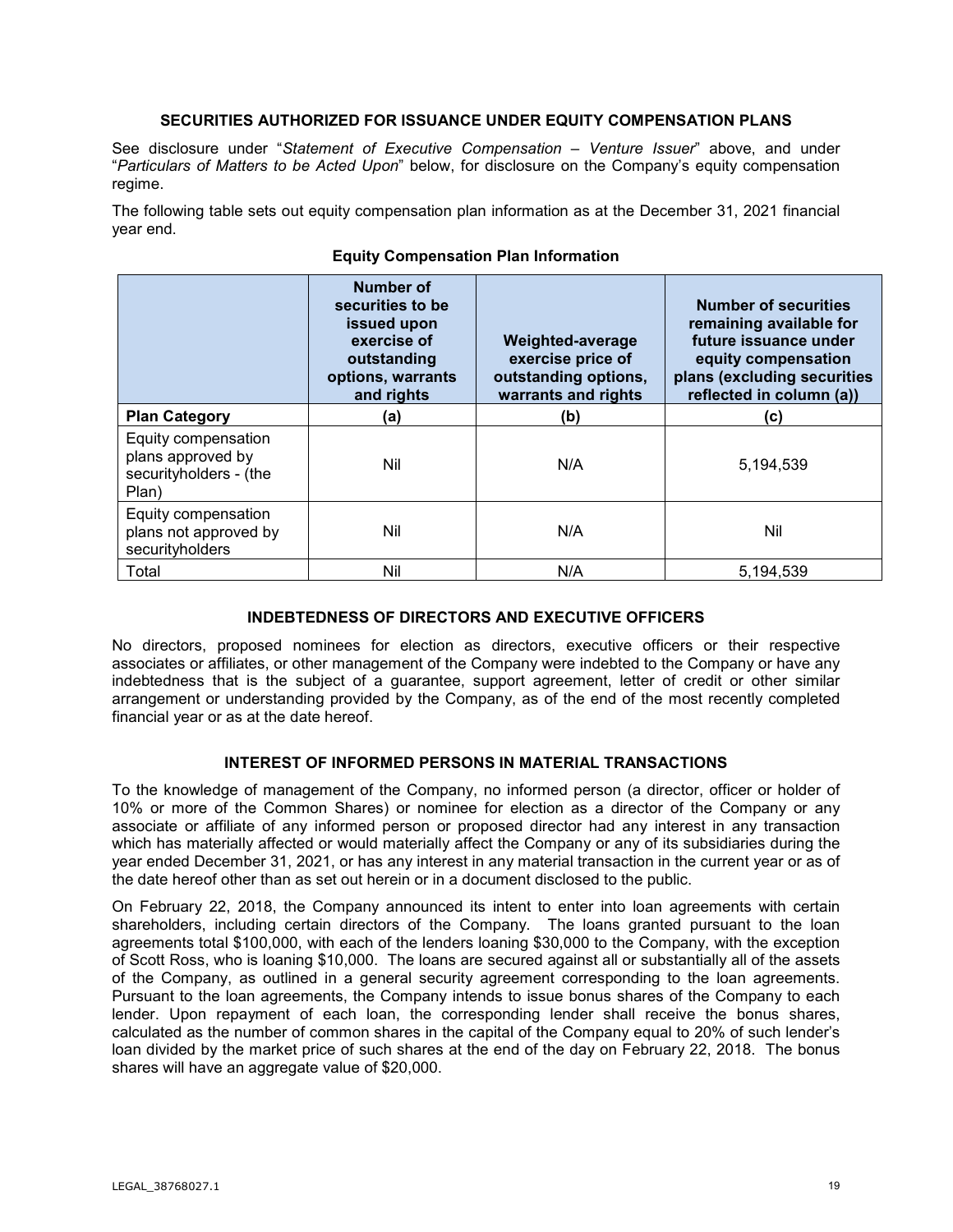## SECURITIES AUTHORIZED FOR ISSUANCE UNDER EQUITY COMPENSATION PLANS

See disclosure under "*Statement of Executive Compensation – Venture Issuer*" above, and under "*Particulars of Matters to be Acted Upon*" below, for disclosure on the Company's equity compensation regime.

The following table sets out equity compensation plan information as at the December 31, 2021 financial year end.

**Equity Compensation Plan Information**

| | Number of securities to be issued upon exercise of outstanding options, warrants and rights | Weighted-average exercise price of outstanding options, warrants and rights | Number of securities remaining available for future issuance under equity compensation plans (excluding securities reflected in column (a)) |
|---|---|---|---|
| **Plan Category** | **(a)** | **(b)** | **(c)** |
| Equity compensation plans approved by securityholders - (the Plan) | Nil | N/A | 5,194,539 |
| Equity compensation plans not approved by securityholders | Nil | N/A | Nil |
| Total | Nil | N/A | 5,194,539 |

## INDEBTEDNESS OF DIRECTORS AND EXECUTIVE OFFICERS

No directors, proposed nominees for election as directors, executive officers or their respective associates or affiliates, or other management of the Company were indebted to the Company or have any indebtedness that is the subject of a guarantee, support agreement, letter of credit or other similar arrangement or understanding provided by the Company, as of the end of the most recently completed financial year or as at the date hereof.

## INTEREST OF INFORMED PERSONS IN MATERIAL TRANSACTIONS

To the knowledge of management of the Company, no informed person (a director, officer or holder of 10% or more of the Common Shares) or nominee for election as a director of the Company or any associate or affiliate of any informed person or proposed director had any interest in any transaction which has materially affected or would materially affect the Company or any of its subsidiaries during the year ended December 31, 2021, or has any interest in any material transaction in the current year or as of the date hereof other than as set out herein or in a document disclosed to the public.

On February 22, 2018, the Company announced its intent to enter into loan agreements with certain shareholders, including certain directors of the Company. The loans granted pursuant to the loan agreements total $100,000, with each of the lenders loaning $30,000 to the Company, with the exception of Scott Ross, who is loaning $10,000. The loans are secured against all or substantially all of the assets of the Company, as outlined in a general security agreement corresponding to the loan agreements. Pursuant to the loan agreements, the Company intends to issue bonus shares of the Company to each lender. Upon repayment of each loan, the corresponding lender shall receive the bonus shares, calculated as the number of common shares in the capital of the Company equal to 20% of such lender's loan divided by the market price of such shares at the end of the day on February 22, 2018. The bonus shares will have an aggregate value of $20,000.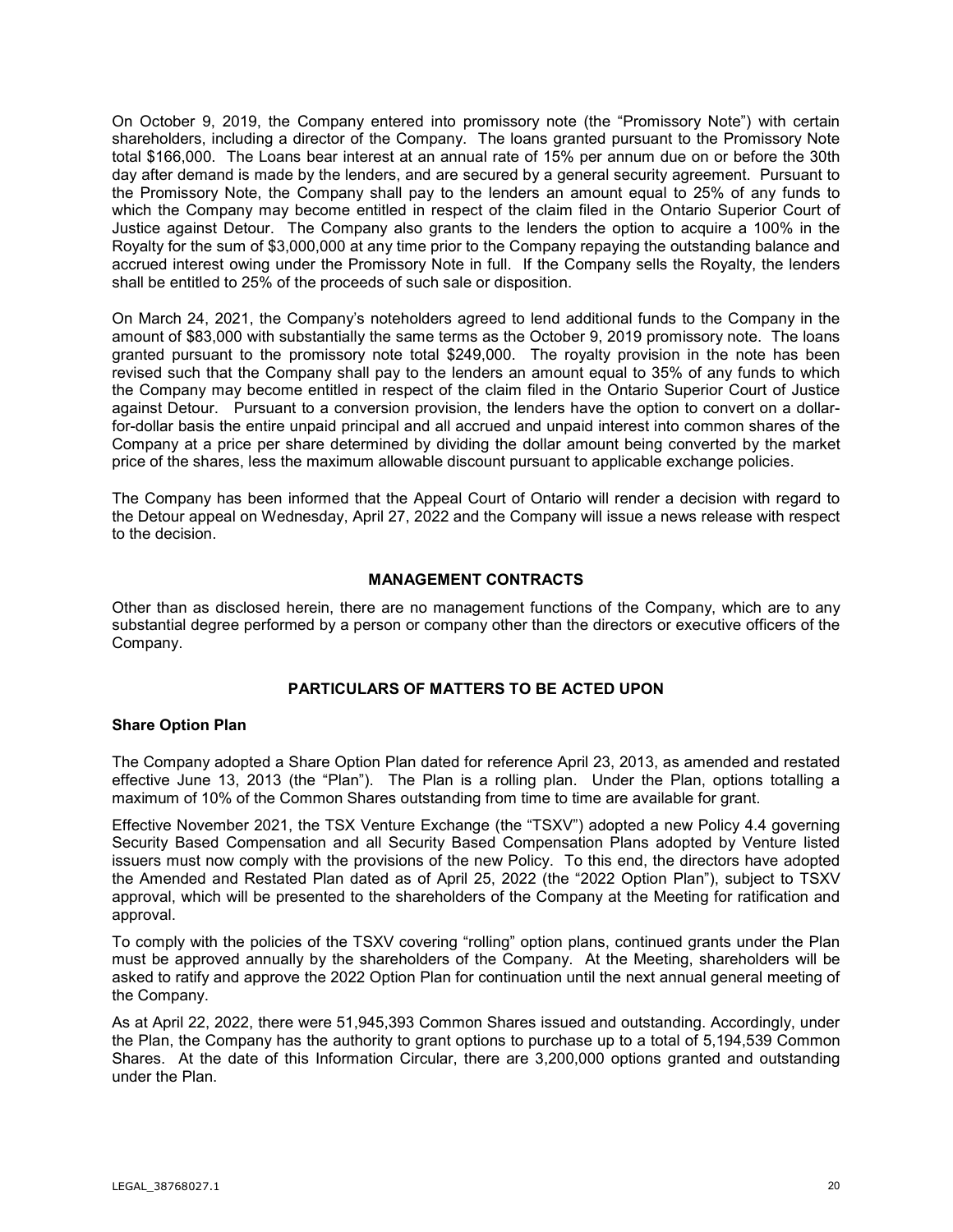On October 9, 2019, the Company entered into promissory note (the "Promissory Note") with certain shareholders, including a director of the Company. The loans granted pursuant to the Promissory Note total $166,000. The Loans bear interest at an annual rate of 15% per annum due on or before the 30th day after demand is made by the lenders, and are secured by a general security agreement. Pursuant to the Promissory Note, the Company shall pay to the lenders an amount equal to 25% of any funds to which the Company may become entitled in respect of the claim filed in the Ontario Superior Court of Justice against Detour. The Company also grants to the lenders the option to acquire a 100% in the Royalty for the sum of $3,000,000 at any time prior to the Company repaying the outstanding balance and accrued interest owing under the Promissory Note in full. If the Company sells the Royalty, the lenders shall be entitled to 25% of the proceeds of such sale or disposition.

On March 24, 2021, the Company's noteholders agreed to lend additional funds to the Company in the amount of $83,000 with substantially the same terms as the October 9, 2019 promissory note. The loans granted pursuant to the promissory note total $249,000. The royalty provision in the note has been revised such that the Company shall pay to the lenders an amount equal to 35% of any funds to which the Company may become entitled in respect of the claim filed in the Ontario Superior Court of Justice against Detour. Pursuant to a conversion provision, the lenders have the option to convert on a dollar-for-dollar basis the entire unpaid principal and all accrued and unpaid interest into common shares of the Company at a price per share determined by dividing the dollar amount being converted by the market price of the shares, less the maximum allowable discount pursuant to applicable exchange policies.

The Company has been informed that the Appeal Court of Ontario will render a decision with regard to the Detour appeal on Wednesday, April 27, 2022 and the Company will issue a news release with respect to the decision.

## MANAGEMENT CONTRACTS

Other than as disclosed herein, there are no management functions of the Company, which are to any substantial degree performed by a person or company other than the directors or executive officers of the Company.

## PARTICULARS OF MATTERS TO BE ACTED UPON

### Share Option Plan

The Company adopted a Share Option Plan dated for reference April 23, 2013, as amended and restated effective June 13, 2013 (the "Plan"). The Plan is a rolling plan. Under the Plan, options totalling a maximum of 10% of the Common Shares outstanding from time to time are available for grant.

Effective November 2021, the TSX Venture Exchange (the "TSXV") adopted a new Policy 4.4 governing Security Based Compensation and all Security Based Compensation Plans adopted by Venture listed issuers must now comply with the provisions of the new Policy. To this end, the directors have adopted the Amended and Restated Plan dated as of April 25, 2022 (the "2022 Option Plan"), subject to TSXV approval, which will be presented to the shareholders of the Company at the Meeting for ratification and approval.

To comply with the policies of the TSXV covering "rolling" option plans, continued grants under the Plan must be approved annually by the shareholders of the Company. At the Meeting, shareholders will be asked to ratify and approve the 2022 Option Plan for continuation until the next annual general meeting of the Company.

As at April 22, 2022, there were 51,945,393 Common Shares issued and outstanding. Accordingly, under the Plan, the Company has the authority to grant options to purchase up to a total of 5,194,539 Common Shares. At the date of this Information Circular, there are 3,200,000 options granted and outstanding under the Plan.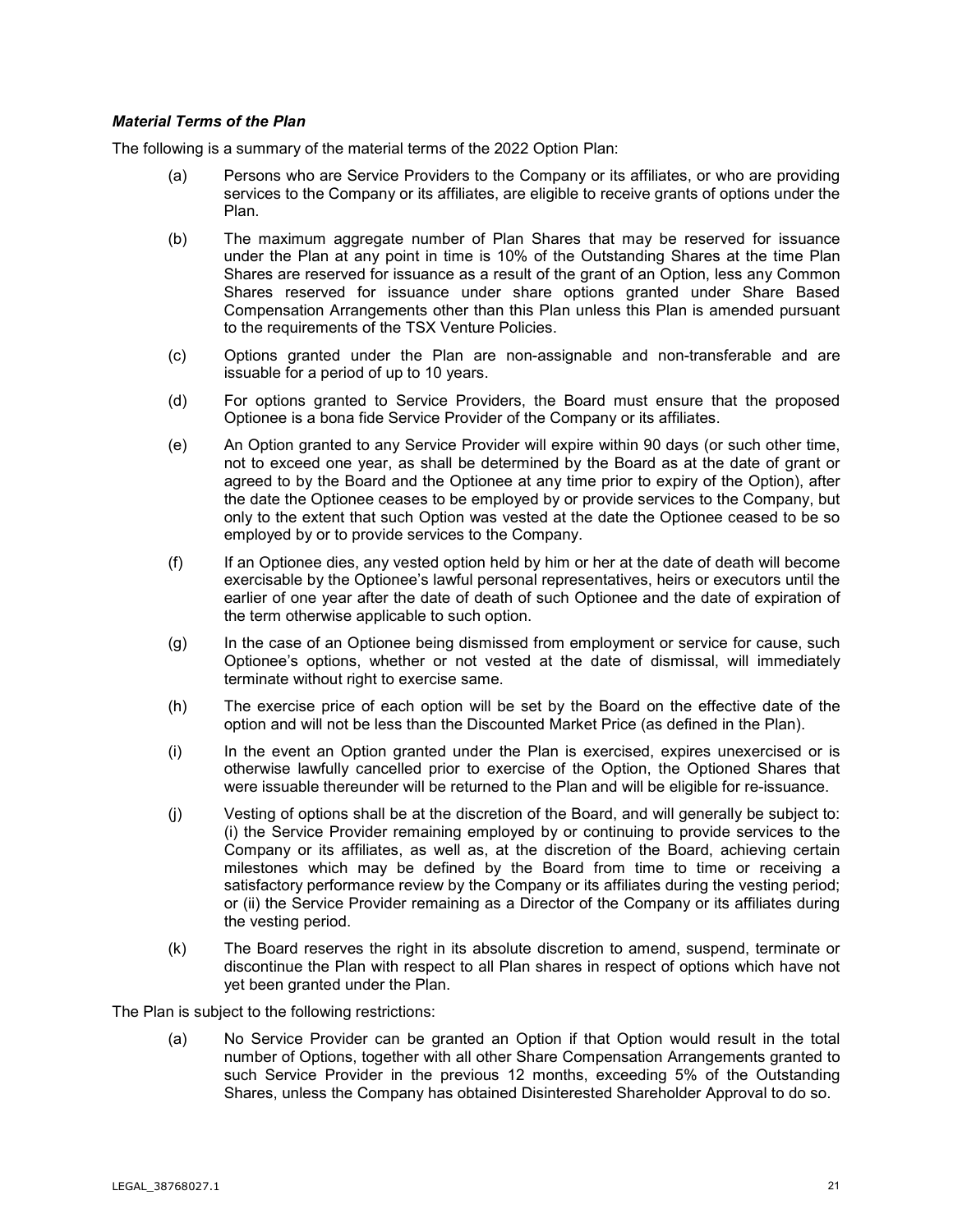***Material Terms of the Plan***

The following is a summary of the material terms of the 2022 Option Plan:

(a) Persons who are Service Providers to the Company or its affiliates, or who are providing services to the Company or its affiliates, are eligible to receive grants of options under the Plan.

(b) The maximum aggregate number of Plan Shares that may be reserved for issuance under the Plan at any point in time is 10% of the Outstanding Shares at the time Plan Shares are reserved for issuance as a result of the grant of an Option, less any Common Shares reserved for issuance under share options granted under Share Based Compensation Arrangements other than this Plan unless this Plan is amended pursuant to the requirements of the TSX Venture Policies.

(c) Options granted under the Plan are non-assignable and non-transferable and are issuable for a period of up to 10 years.

(d) For options granted to Service Providers, the Board must ensure that the proposed Optionee is a bona fide Service Provider of the Company or its affiliates.

(e) An Option granted to any Service Provider will expire within 90 days (or such other time, not to exceed one year, as shall be determined by the Board as at the date of grant or agreed to by the Board and the Optionee at any time prior to expiry of the Option), after the date the Optionee ceases to be employed by or provide services to the Company, but only to the extent that such Option was vested at the date the Optionee ceased to be so employed by or to provide services to the Company.

(f) If an Optionee dies, any vested option held by him or her at the date of death will become exercisable by the Optionee's lawful personal representatives, heirs or executors until the earlier of one year after the date of death of such Optionee and the date of expiration of the term otherwise applicable to such option.

(g) In the case of an Optionee being dismissed from employment or service for cause, such Optionee's options, whether or not vested at the date of dismissal, will immediately terminate without right to exercise same.

(h) The exercise price of each option will be set by the Board on the effective date of the option and will not be less than the Discounted Market Price (as defined in the Plan).

(i) In the event an Option granted under the Plan is exercised, expires unexercised or is otherwise lawfully cancelled prior to exercise of the Option, the Optioned Shares that were issuable thereunder will be returned to the Plan and will be eligible for re-issuance.

(j) Vesting of options shall be at the discretion of the Board, and will generally be subject to: (i) the Service Provider remaining employed by or continuing to provide services to the Company or its affiliates, as well as, at the discretion of the Board, achieving certain milestones which may be defined by the Board from time to time or receiving a satisfactory performance review by the Company or its affiliates during the vesting period; or (ii) the Service Provider remaining as a Director of the Company or its affiliates during the vesting period.

(k) The Board reserves the right in its absolute discretion to amend, suspend, terminate or discontinue the Plan with respect to all Plan shares in respect of options which have not yet been granted under the Plan.

The Plan is subject to the following restrictions:

(a) No Service Provider can be granted an Option if that Option would result in the total number of Options, together with all other Share Compensation Arrangements granted to such Service Provider in the previous 12 months, exceeding 5% of the Outstanding Shares, unless the Company has obtained Disinterested Shareholder Approval to do so.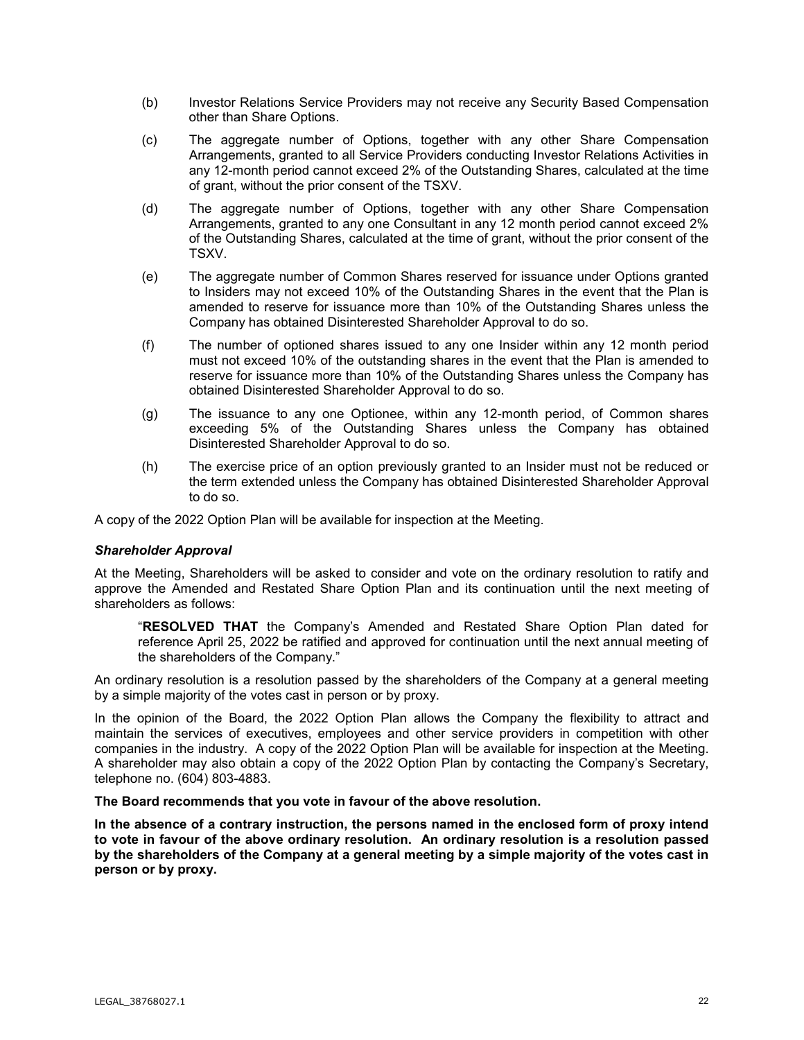(b) Investor Relations Service Providers may not receive any Security Based Compensation other than Share Options.

(c) The aggregate number of Options, together with any other Share Compensation Arrangements, granted to all Service Providers conducting Investor Relations Activities in any 12-month period cannot exceed 2% of the Outstanding Shares, calculated at the time of grant, without the prior consent of the TSXV.

(d) The aggregate number of Options, together with any other Share Compensation Arrangements, granted to any one Consultant in any 12 month period cannot exceed 2% of the Outstanding Shares, calculated at the time of grant, without the prior consent of the TSXV.

(e) The aggregate number of Common Shares reserved for issuance under Options granted to Insiders may not exceed 10% of the Outstanding Shares in the event that the Plan is amended to reserve for issuance more than 10% of the Outstanding Shares unless the Company has obtained Disinterested Shareholder Approval to do so.

(f) The number of optioned shares issued to any one Insider within any 12 month period must not exceed 10% of the outstanding shares in the event that the Plan is amended to reserve for issuance more than 10% of the Outstanding Shares unless the Company has obtained Disinterested Shareholder Approval to do so.

(g) The issuance to any one Optionee, within any 12-month period, of Common shares exceeding 5% of the Outstanding Shares unless the Company has obtained Disinterested Shareholder Approval to do so.

(h) The exercise price of an option previously granted to an Insider must not be reduced or the term extended unless the Company has obtained Disinterested Shareholder Approval to do so.

A copy of the 2022 Option Plan will be available for inspection at the Meeting.

***Shareholder Approval***

At the Meeting, Shareholders will be asked to consider and vote on the ordinary resolution to ratify and approve the Amended and Restated Share Option Plan and its continuation until the next meeting of shareholders as follows:

> "**RESOLVED THAT** the Company's Amended and Restated Share Option Plan dated for reference April 25, 2022 be ratified and approved for continuation until the next annual meeting of the shareholders of the Company."

An ordinary resolution is a resolution passed by the shareholders of the Company at a general meeting by a simple majority of the votes cast in person or by proxy.

In the opinion of the Board, the 2022 Option Plan allows the Company the flexibility to attract and maintain the services of executives, employees and other service providers in competition with other companies in the industry. A copy of the 2022 Option Plan will be available for inspection at the Meeting. A shareholder may also obtain a copy of the 2022 Option Plan by contacting the Company's Secretary, telephone no. (604) 803-4883.

**The Board recommends that you vote in favour of the above resolution.**

**In the absence of a contrary instruction, the persons named in the enclosed form of proxy intend to vote in favour of the above ordinary resolution. An ordinary resolution is a resolution passed by the shareholders of the Company at a general meeting by a simple majority of the votes cast in person or by proxy.**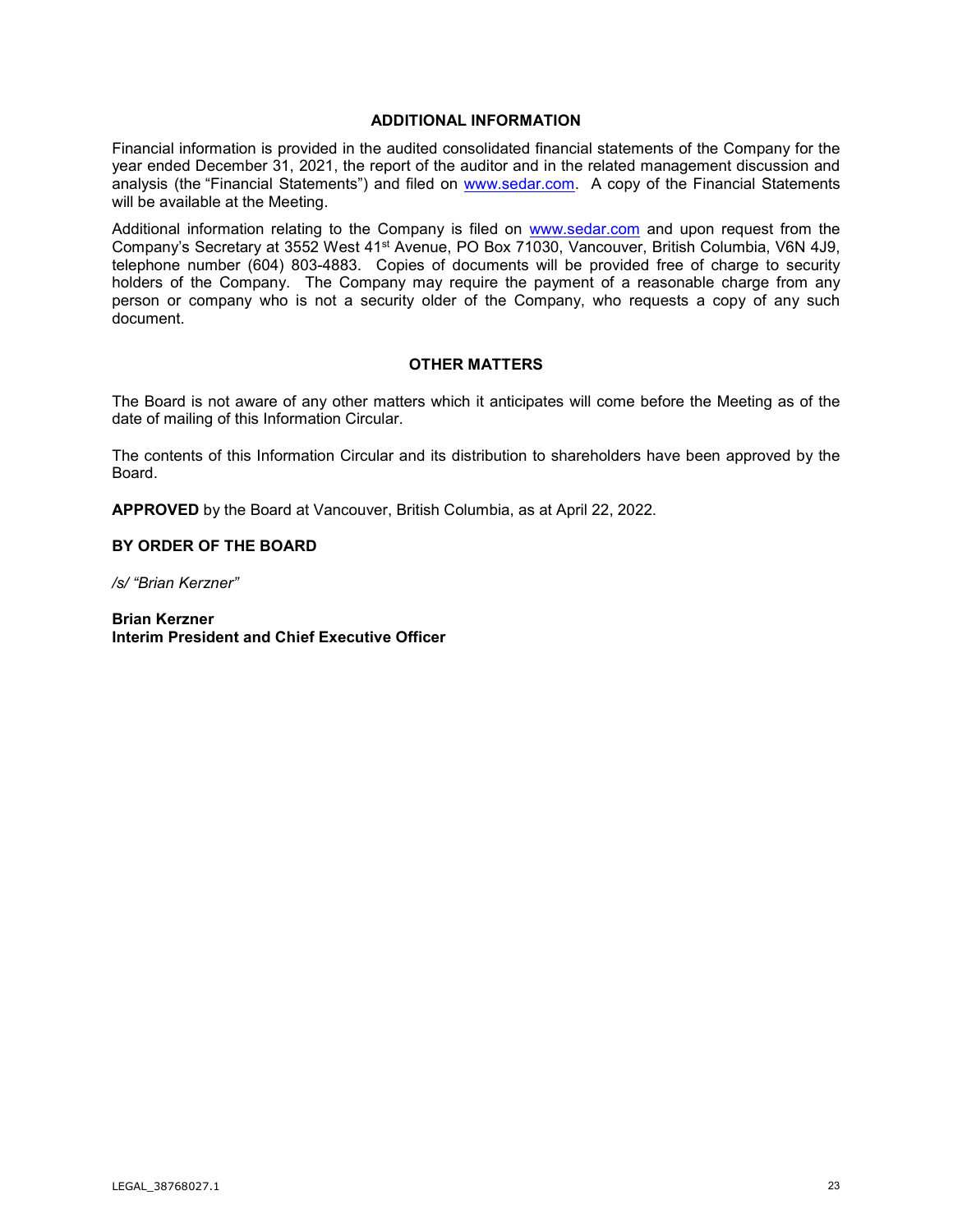## ADDITIONAL INFORMATION

Financial information is provided in the audited consolidated financial statements of the Company for the year ended December 31, 2021, the report of the auditor and in the related management discussion and analysis (the "Financial Statements") and filed on www.sedar.com. A copy of the Financial Statements will be available at the Meeting.

Additional information relating to the Company is filed on www.sedar.com and upon request from the Company's Secretary at 3552 West 41st Avenue, PO Box 71030, Vancouver, British Columbia, V6N 4J9, telephone number (604) 803-4883. Copies of documents will be provided free of charge to security holders of the Company. The Company may require the payment of a reasonable charge from any person or company who is not a security older of the Company, who requests a copy of any such document.

## OTHER MATTERS

The Board is not aware of any other matters which it anticipates will come before the Meeting as of the date of mailing of this Information Circular.

The contents of this Information Circular and its distribution to shareholders have been approved by the Board.

**APPROVED** by the Board at Vancouver, British Columbia, as at April 22, 2022.

**BY ORDER OF THE BOARD**

*/s/ "Brian Kerzner"*

**Brian Kerzner**
**Interim President and Chief Executive Officer**